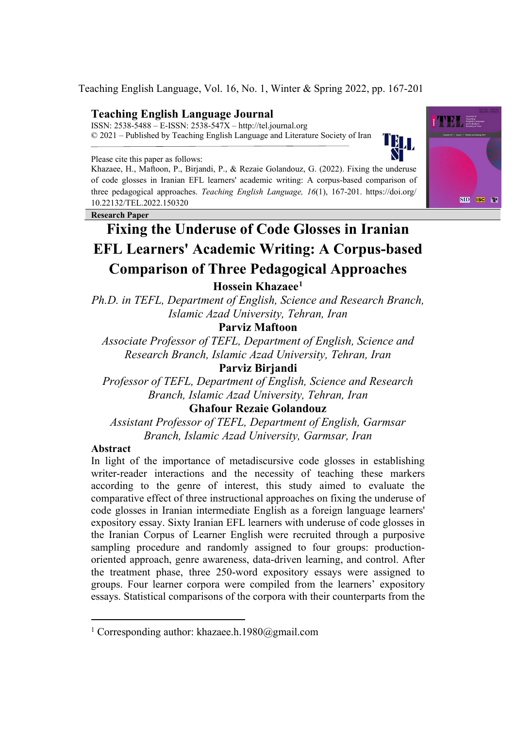Teaching English Language, Vol. 16, No. 1, Winter & Spring 2022, pp. 167-201

**Teaching English Language Journal**
ISSN: 2538-5488 – E-ISSN: 2538-547X – http://tel.journal.org
© 2021 – Published by Teaching English Language and Literature Society of Iran

Please cite this paper as follows:
Khazaee, H., Maftoon, P., Birjandi, P., & Rezaie Golandouz, G. (2022). Fixing the underuse of code glosses in Iranian EFL learners' academic writing: A corpus-based comparison of three pedagogical approaches. *Teaching English Language, 16*(1), 167-201. https://doi.org/10.22132/TEL.2022.150320

**Research Paper**

# Fixing the Underuse of Code Glosses in Iranian EFL Learners' Academic Writing: A Corpus-based Comparison of Three Pedagogical Approaches

**Hossein Khazaee**[1]
*Ph.D. in TEFL, Department of English, Science and Research Branch, Islamic Azad University, Tehran, Iran*

**Parviz Maftoon**
*Associate Professor of TEFL, Department of English, Science and Research Branch, Islamic Azad University, Tehran, Iran*

**Parviz Birjandi**
*Professor of TEFL, Department of English, Science and Research Branch, Islamic Azad University, Tehran, Iran*

**Ghafour Rezaie Golandouz**
*Assistant Professor of TEFL, Department of English, Garmsar Branch, Islamic Azad University, Garmsar, Iran*

## Abstract

In light of the importance of metadiscursive code glosses in establishing writer-reader interactions and the necessity of teaching these markers according to the genre of interest, this study aimed to evaluate the comparative effect of three instructional approaches on fixing the underuse of code glosses in Iranian intermediate English as a foreign language learners' expository essay. Sixty Iranian EFL learners with underuse of code glosses in the Iranian Corpus of Learner English were recruited through a purposive sampling procedure and randomly assigned to four groups: production-oriented approach, genre awareness, data-driven learning, and control. After the treatment phase, three 250-word expository essays were assigned to groups. Four learner corpora were compiled from the learners' expository essays. Statistical comparisons of the corpora with their counterparts from the

[1] Corresponding author: khazaee.h.1980@gmail.com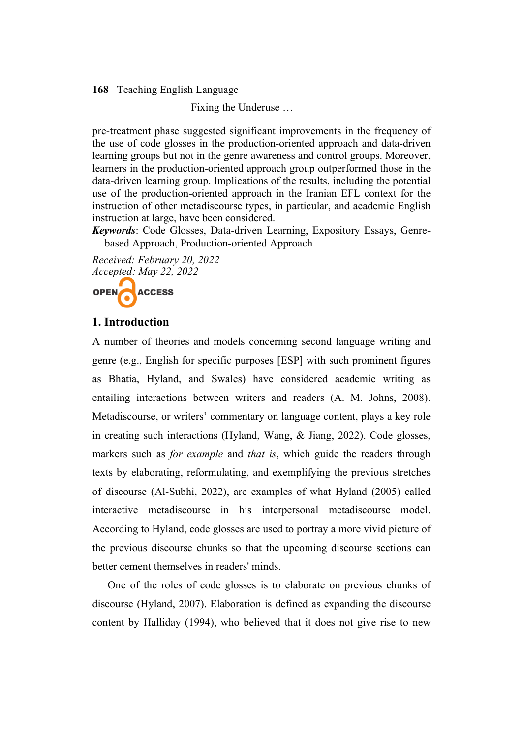pre-treatment phase suggested significant improvements in the frequency of the use of code glosses in the production-oriented approach and data-driven learning groups but not in the genre awareness and control groups. Moreover, learners in the production-oriented approach group outperformed those in the data-driven learning group. Implications of the results, including the potential use of the production-oriented approach in the Iranian EFL context for the instruction of other metadiscourse types, in particular, and academic English instruction at large, have been considered.

***Keywords***: Code Glosses, Data-driven Learning, Expository Essays, Genre-based Approach, Production-oriented Approach

*Received: February 20, 2022*
*Accepted: May 22, 2022*

OPEN ACCESS

## 1. Introduction

A number of theories and models concerning second language writing and genre (e.g., English for specific purposes [ESP] with such prominent figures as Bhatia, Hyland, and Swales) have considered academic writing as entailing interactions between writers and readers (A. M. Johns, 2008). Metadiscourse, or writers' commentary on language content, plays a key role in creating such interactions (Hyland, Wang, & Jiang, 2022). Code glosses, markers such as *for example* and *that is*, which guide the readers through texts by elaborating, reformulating, and exemplifying the previous stretches of discourse (Al-Subhi, 2022), are examples of what Hyland (2005) called interactive metadiscourse in his interpersonal metadiscourse model. According to Hyland, code glosses are used to portray a more vivid picture of the previous discourse chunks so that the upcoming discourse sections can better cement themselves in readers' minds.

One of the roles of code glosses is to elaborate on previous chunks of discourse (Hyland, 2007). Elaboration is defined as expanding the discourse content by Halliday (1994), who believed that it does not give rise to new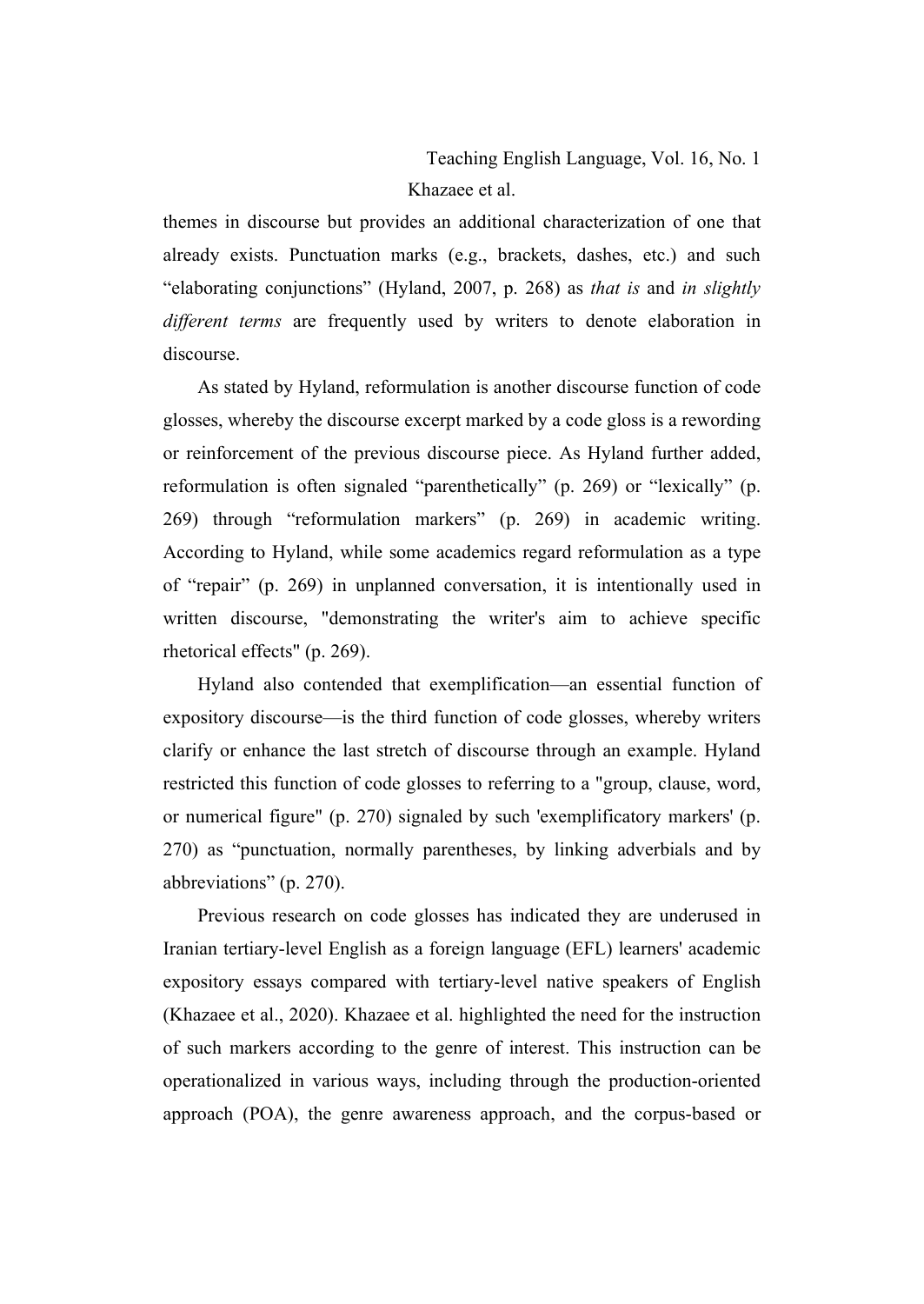themes in discourse but provides an additional characterization of one that already exists. Punctuation marks (e.g., brackets, dashes, etc.) and such “elaborating conjunctions” (Hyland, 2007, p. 268) as *that is* and *in slightly different terms* are frequently used by writers to denote elaboration in discourse.

As stated by Hyland, reformulation is another discourse function of code glosses, whereby the discourse excerpt marked by a code gloss is a rewording or reinforcement of the previous discourse piece. As Hyland further added, reformulation is often signaled “parenthetically” (p. 269) or “lexically” (p. 269) through “reformulation markers” (p. 269) in academic writing. According to Hyland, while some academics regard reformulation as a type of “repair” (p. 269) in unplanned conversation, it is intentionally used in written discourse, "demonstrating the writer's aim to achieve specific rhetorical effects" (p. 269).

Hyland also contended that exemplification—an essential function of expository discourse—is the third function of code glosses, whereby writers clarify or enhance the last stretch of discourse through an example. Hyland restricted this function of code glosses to referring to a "group, clause, word, or numerical figure" (p. 270) signaled by such 'exemplificatory markers' (p. 270) as “punctuation, normally parentheses, by linking adverbials and by abbreviations” (p. 270).

Previous research on code glosses has indicated they are underused in Iranian tertiary-level English as a foreign language (EFL) learners' academic expository essays compared with tertiary-level native speakers of English (Khazaee et al., 2020). Khazaee et al. highlighted the need for the instruction of such markers according to the genre of interest. This instruction can be operationalized in various ways, including through the production-oriented approach (POA), the genre awareness approach, and the corpus-based or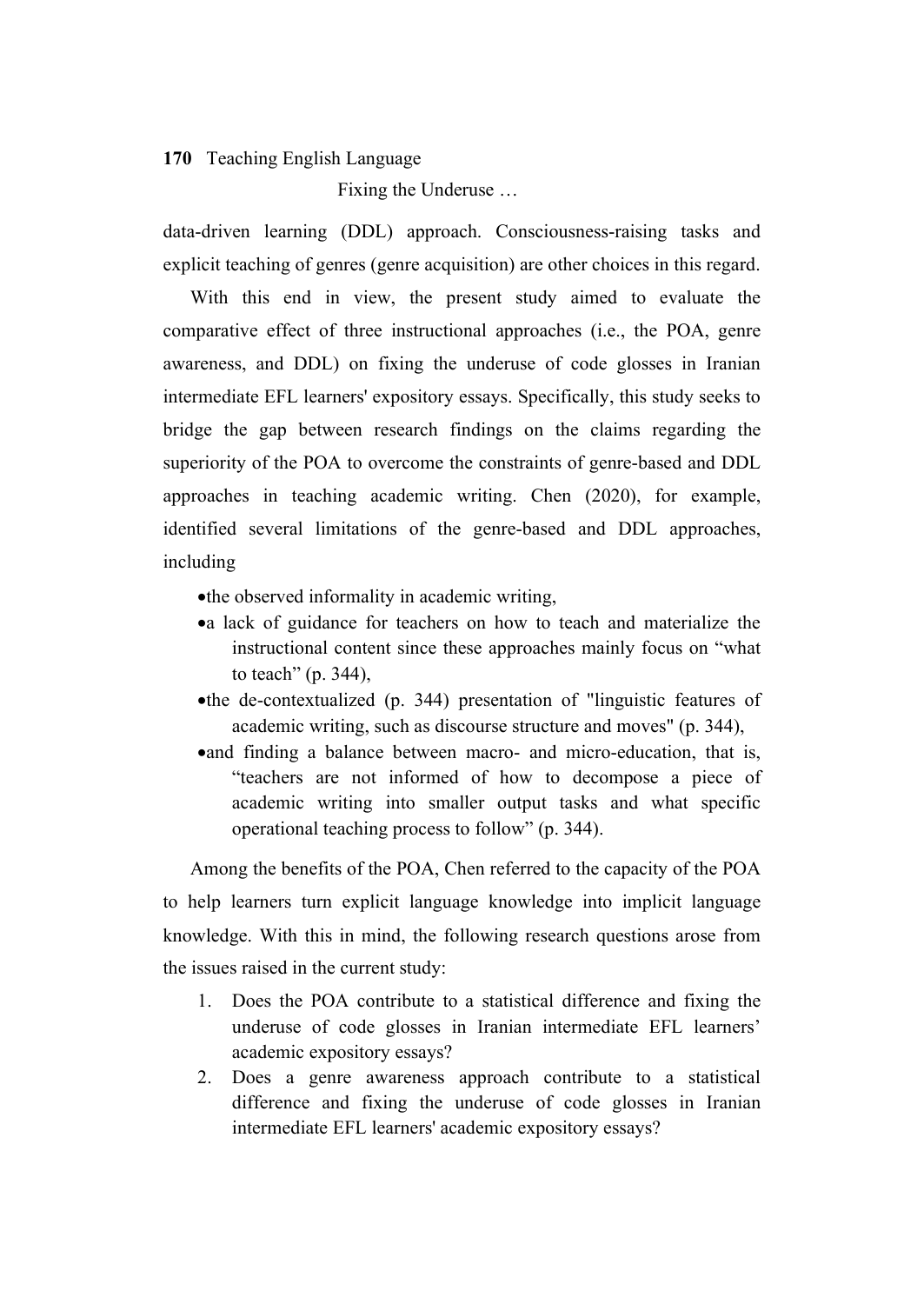data-driven learning (DDL) approach. Consciousness-raising tasks and explicit teaching of genres (genre acquisition) are other choices in this regard.

With this end in view, the present study aimed to evaluate the comparative effect of three instructional approaches (i.e., the POA, genre awareness, and DDL) on fixing the underuse of code glosses in Iranian intermediate EFL learners' expository essays. Specifically, this study seeks to bridge the gap between research findings on the claims regarding the superiority of the POA to overcome the constraints of genre-based and DDL approaches in teaching academic writing. Chen (2020), for example, identified several limitations of the genre-based and DDL approaches, including

- the observed informality in academic writing,
- a lack of guidance for teachers on how to teach and materialize the instructional content since these approaches mainly focus on "what to teach" (p. 344),
- the de-contextualized (p. 344) presentation of "linguistic features of academic writing, such as discourse structure and moves" (p. 344),
- and finding a balance between macro- and micro-education, that is, "teachers are not informed of how to decompose a piece of academic writing into smaller output tasks and what specific operational teaching process to follow" (p. 344).

Among the benefits of the POA, Chen referred to the capacity of the POA to help learners turn explicit language knowledge into implicit language knowledge. With this in mind, the following research questions arose from the issues raised in the current study:

1. Does the POA contribute to a statistical difference and fixing the underuse of code glosses in Iranian intermediate EFL learners' academic expository essays?
2. Does a genre awareness approach contribute to a statistical difference and fixing the underuse of code glosses in Iranian intermediate EFL learners' academic expository essays?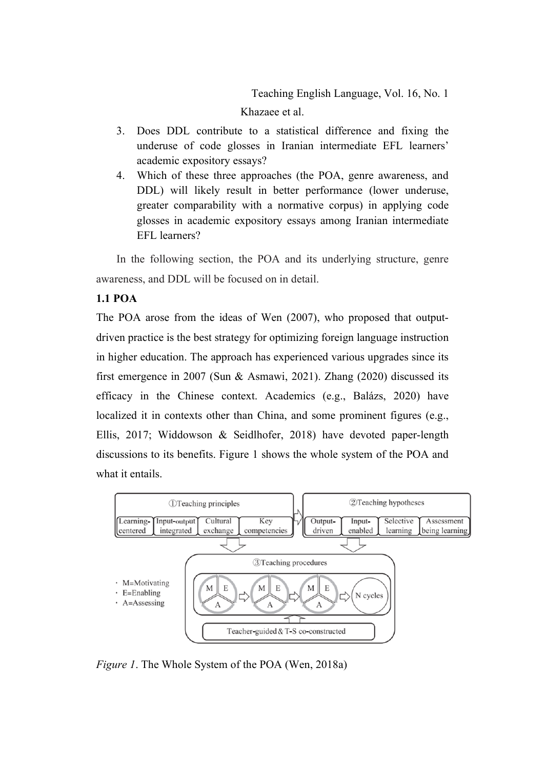3. Does DDL contribute to a statistical difference and fixing the underuse of code glosses in Iranian intermediate EFL learners' academic expository essays?
4. Which of these three approaches (the POA, genre awareness, and DDL) will likely result in better performance (lower underuse, greater comparability with a normative corpus) in applying code glosses in academic expository essays among Iranian intermediate EFL learners?

In the following section, the POA and its underlying structure, genre awareness, and DDL will be focused on in detail.

### 1.1 POA

The POA arose from the ideas of Wen (2007), who proposed that output-driven practice is the best strategy for optimizing foreign language instruction in higher education. The approach has experienced various upgrades since its first emergence in 2007 (Sun & Asmawi, 2021). Zhang (2020) discussed its efficacy in the Chinese context. Academics (e.g., Balázs, 2020) have localized it in contexts other than China, and some prominent figures (e.g., Ellis, 2017; Widdowson & Seidlhofer, 2018) have devoted paper-length discussions to its benefits. Figure 1 shows the whole system of the POA and what it entails.

①Teaching principles: Learning-centered | Input-output integrated | Cultural exchange | Key competencies

②Teaching hypotheses: Output-driven | Input-enabled | Selective learning | Assessment being learning

③Teaching procedures: M E A ⇨ M E A ⇨ M E A ⇨ N cycles

Teacher-guided & T-S co-constructed

- M=Motivating
- E=Enabling
- A=Assessing

*Figure 1*. The Whole System of the POA (Wen, 2018a)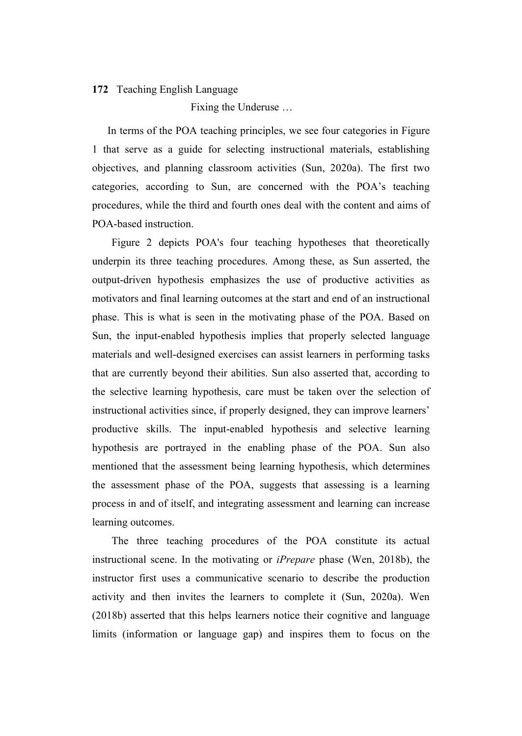In terms of the POA teaching principles, we see four categories in Figure 1 that serve as a guide for selecting instructional materials, establishing objectives, and planning classroom activities (Sun, 2020a). The first two categories, according to Sun, are concerned with the POA's teaching procedures, while the third and fourth ones deal with the content and aims of POA-based instruction.

Figure 2 depicts POA's four teaching hypotheses that theoretically underpin its three teaching procedures. Among these, as Sun asserted, the output-driven hypothesis emphasizes the use of productive activities as motivators and final learning outcomes at the start and end of an instructional phase. This is what is seen in the motivating phase of the POA. Based on Sun, the input-enabled hypothesis implies that properly selected language materials and well-designed exercises can assist learners in performing tasks that are currently beyond their abilities. Sun also asserted that, according to the selective learning hypothesis, care must be taken over the selection of instructional activities since, if properly designed, they can improve learners' productive skills. The input-enabled hypothesis and selective learning hypothesis are portrayed in the enabling phase of the POA. Sun also mentioned that the assessment being learning hypothesis, which determines the assessment phase of the POA, suggests that assessing is a learning process in and of itself, and integrating assessment and learning can increase learning outcomes.

The three teaching procedures of the POA constitute its actual instructional scene. In the motivating or *iPrepare* phase (Wen, 2018b), the instructor first uses a communicative scenario to describe the production activity and then invites the learners to complete it (Sun, 2020a). Wen (2018b) asserted that this helps learners notice their cognitive and language limits (information or language gap) and inspires them to focus on the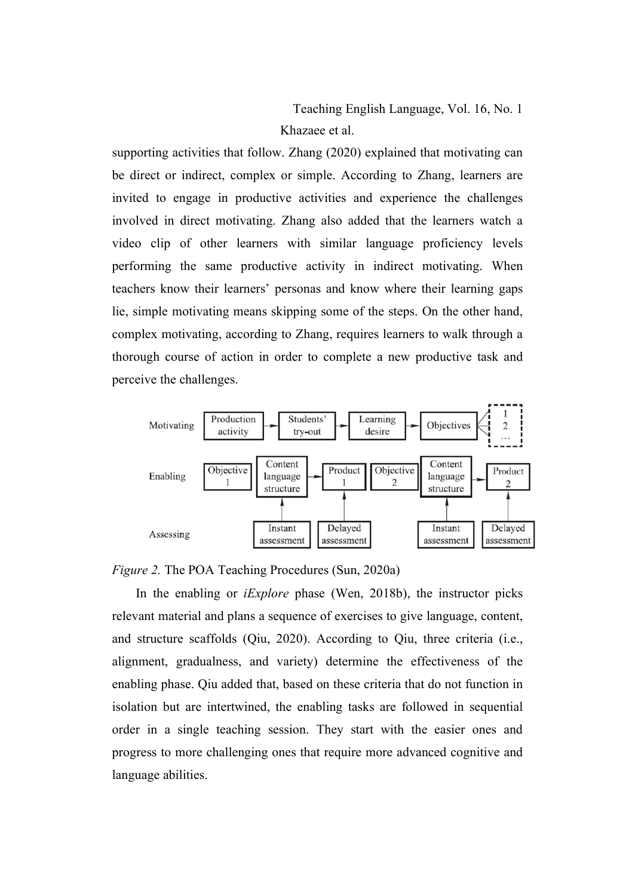supporting activities that follow. Zhang (2020) explained that motivating can be direct or indirect, complex or simple. According to Zhang, learners are invited to engage in productive activities and experience the challenges involved in direct motivating. Zhang also added that the learners watch a video clip of other learners with similar language proficiency levels performing the same productive activity in indirect motivating. When teachers know their learners' personas and know where their learning gaps lie, simple motivating means skipping some of the steps. On the other hand, complex motivating, according to Zhang, requires learners to walk through a thorough course of action in order to complete a new productive task and perceive the challenges.

*Figure 2.* The POA Teaching Procedures (Sun, 2020a)

In the enabling or *iExplore* phase (Wen, 2018b), the instructor picks relevant material and plans a sequence of exercises to give language, content, and structure scaffolds (Qiu, 2020). According to Qiu, three criteria (i.e., alignment, gradualness, and variety) determine the effectiveness of the enabling phase. Qiu added that, based on these criteria that do not function in isolation but are intertwined, the enabling tasks are followed in sequential order in a single teaching session. They start with the easier ones and progress to more challenging ones that require more advanced cognitive and language abilities.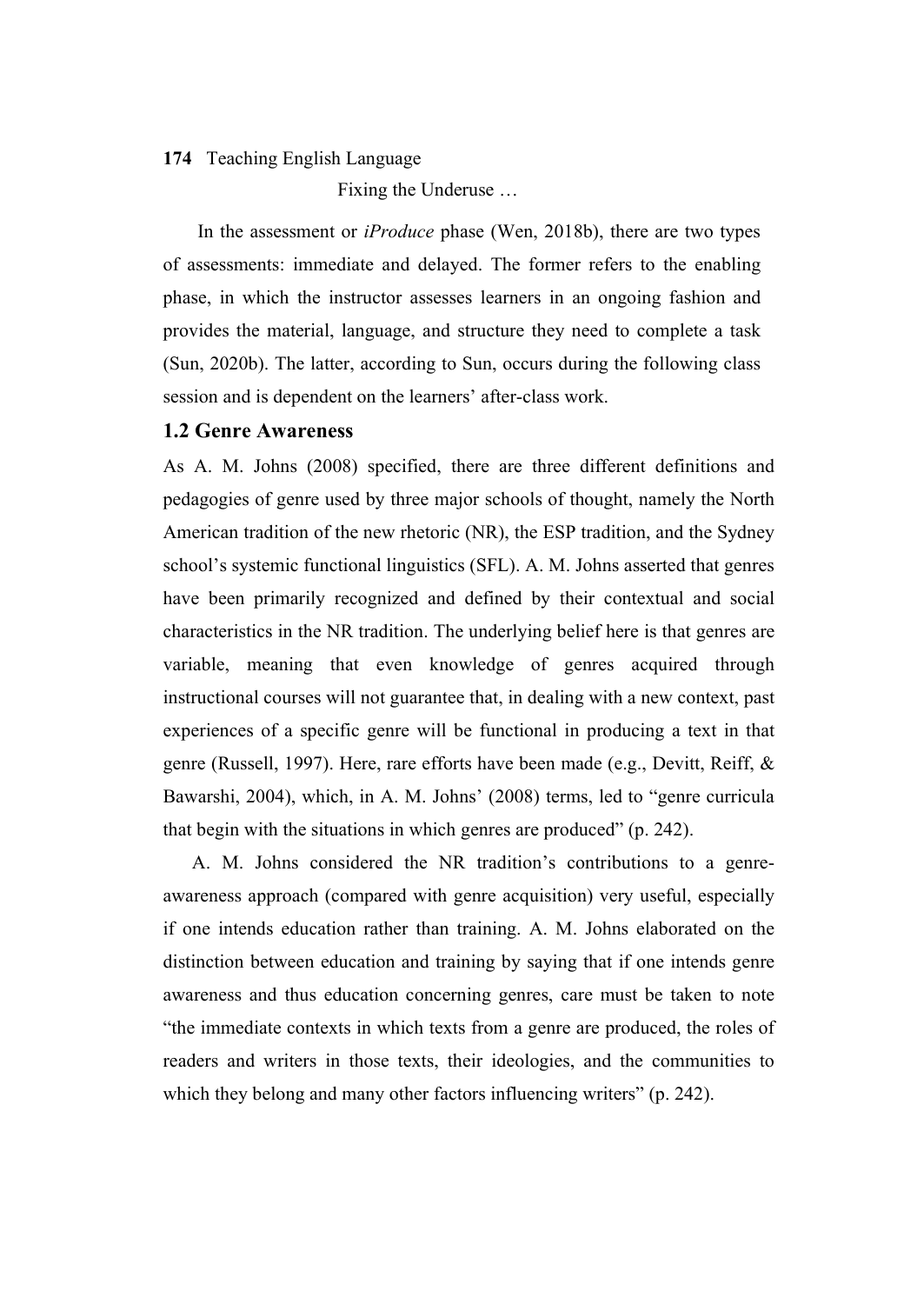In the assessment or *iProduce* phase (Wen, 2018b), there are two types of assessments: immediate and delayed. The former refers to the enabling phase, in which the instructor assesses learners in an ongoing fashion and provides the material, language, and structure they need to complete a task (Sun, 2020b). The latter, according to Sun, occurs during the following class session and is dependent on the learners' after-class work.

## 1.2 Genre Awareness

As A. M. Johns (2008) specified, there are three different definitions and pedagogies of genre used by three major schools of thought, namely the North American tradition of the new rhetoric (NR), the ESP tradition, and the Sydney school's systemic functional linguistics (SFL). A. M. Johns asserted that genres have been primarily recognized and defined by their contextual and social characteristics in the NR tradition. The underlying belief here is that genres are variable, meaning that even knowledge of genres acquired through instructional courses will not guarantee that, in dealing with a new context, past experiences of a specific genre will be functional in producing a text in that genre (Russell, 1997). Here, rare efforts have been made (e.g., Devitt, Reiff, & Bawarshi, 2004), which, in A. M. Johns' (2008) terms, led to "genre curricula that begin with the situations in which genres are produced" (p. 242).

A. M. Johns considered the NR tradition's contributions to a genre-awareness approach (compared with genre acquisition) very useful, especially if one intends education rather than training. A. M. Johns elaborated on the distinction between education and training by saying that if one intends genre awareness and thus education concerning genres, care must be taken to note "the immediate contexts in which texts from a genre are produced, the roles of readers and writers in those texts, their ideologies, and the communities to which they belong and many other factors influencing writers" (p. 242).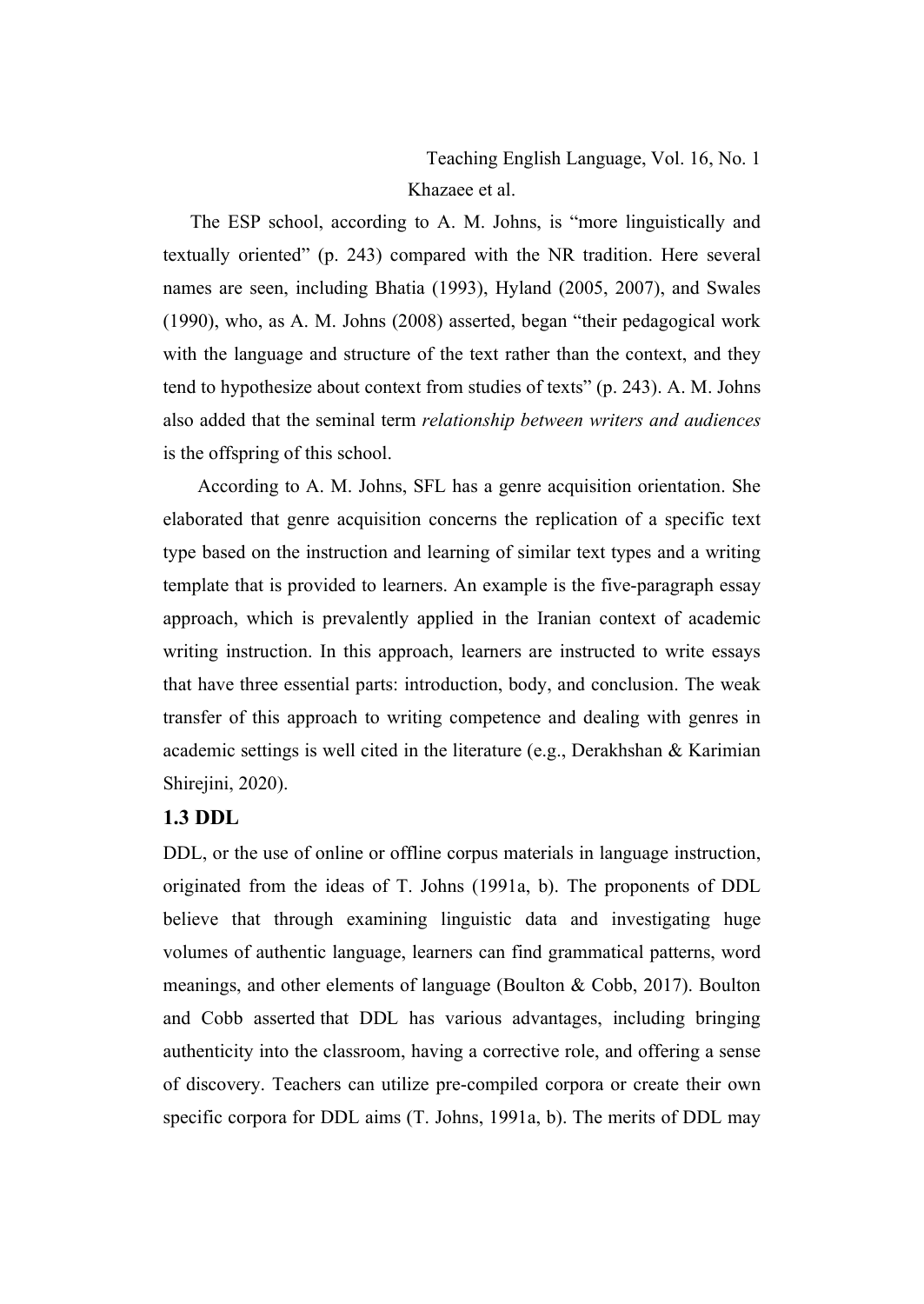The ESP school, according to A. M. Johns, is "more linguistically and textually oriented" (p. 243) compared with the NR tradition. Here several names are seen, including Bhatia (1993), Hyland (2005, 2007), and Swales (1990), who, as A. M. Johns (2008) asserted, began "their pedagogical work with the language and structure of the text rather than the context, and they tend to hypothesize about context from studies of texts" (p. 243). A. M. Johns also added that the seminal term *relationship between writers and audiences* is the offspring of this school.

According to A. M. Johns, SFL has a genre acquisition orientation. She elaborated that genre acquisition concerns the replication of a specific text type based on the instruction and learning of similar text types and a writing template that is provided to learners. An example is the five-paragraph essay approach, which is prevalently applied in the Iranian context of academic writing instruction. In this approach, learners are instructed to write essays that have three essential parts: introduction, body, and conclusion. The weak transfer of this approach to writing competence and dealing with genres in academic settings is well cited in the literature (e.g., Derakhshan & Karimian Shirejini, 2020).

### 1.3 DDL

DDL, or the use of online or offline corpus materials in language instruction, originated from the ideas of T. Johns (1991a, b). The proponents of DDL believe that through examining linguistic data and investigating huge volumes of authentic language, learners can find grammatical patterns, word meanings, and other elements of language (Boulton & Cobb, 2017). Boulton and Cobb asserted that DDL has various advantages, including bringing authenticity into the classroom, having a corrective role, and offering a sense of discovery. Teachers can utilize pre-compiled corpora or create their own specific corpora for DDL aims (T. Johns, 1991a, b). The merits of DDL may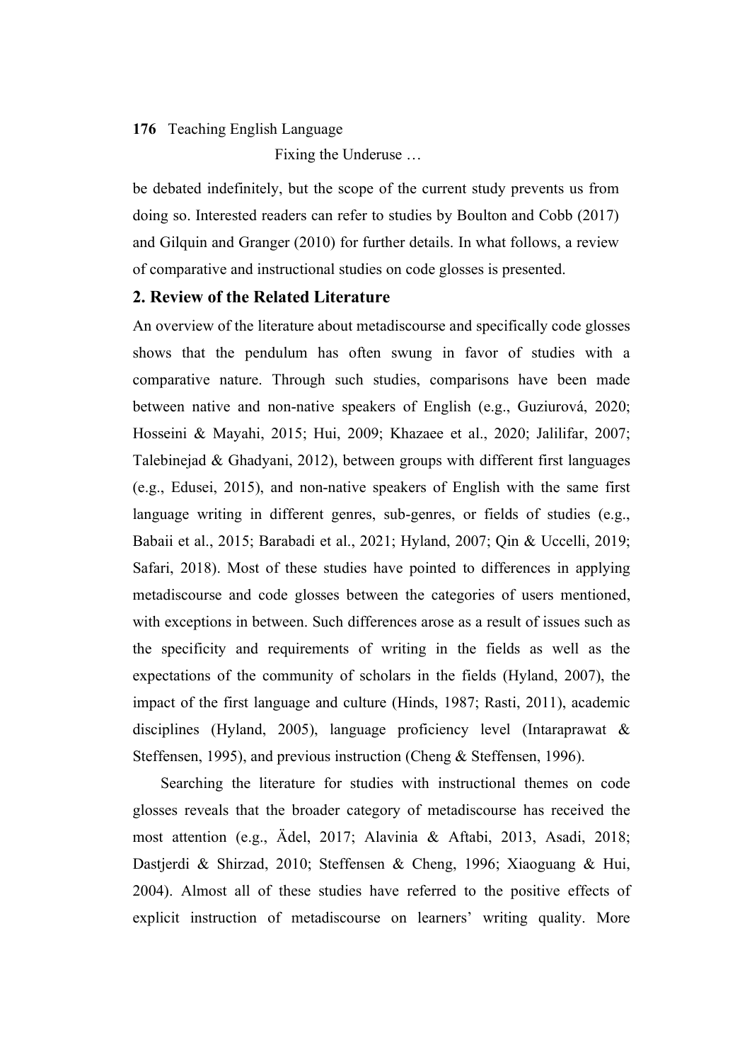be debated indefinitely, but the scope of the current study prevents us from doing so. Interested readers can refer to studies by Boulton and Cobb (2017) and Gilquin and Granger (2010) for further details. In what follows, a review of comparative and instructional studies on code glosses is presented.

## 2. Review of the Related Literature

An overview of the literature about metadiscourse and specifically code glosses shows that the pendulum has often swung in favor of studies with a comparative nature. Through such studies, comparisons have been made between native and non-native speakers of English (e.g., Guziurová, 2020; Hosseini & Mayahi, 2015; Hui, 2009; Khazaee et al., 2020; Jalilifar, 2007; Talebinejad & Ghadyani, 2012), between groups with different first languages (e.g., Edusei, 2015), and non-native speakers of English with the same first language writing in different genres, sub-genres, or fields of studies (e.g., Babaii et al., 2015; Barabadi et al., 2021; Hyland, 2007; Qin & Uccelli, 2019; Safari, 2018). Most of these studies have pointed to differences in applying metadiscourse and code glosses between the categories of users mentioned, with exceptions in between. Such differences arose as a result of issues such as the specificity and requirements of writing in the fields as well as the expectations of the community of scholars in the fields (Hyland, 2007), the impact of the first language and culture (Hinds, 1987; Rasti, 2011), academic disciplines (Hyland, 2005), language proficiency level (Intaraprawat & Steffensen, 1995), and previous instruction (Cheng & Steffensen, 1996).

Searching the literature for studies with instructional themes on code glosses reveals that the broader category of metadiscourse has received the most attention (e.g., Ädel, 2017; Alavinia & Aftabi, 2013, Asadi, 2018; Dastjerdi & Shirzad, 2010; Steffensen & Cheng, 1996; Xiaoguang & Hui, 2004). Almost all of these studies have referred to the positive effects of explicit instruction of metadiscourse on learners' writing quality. More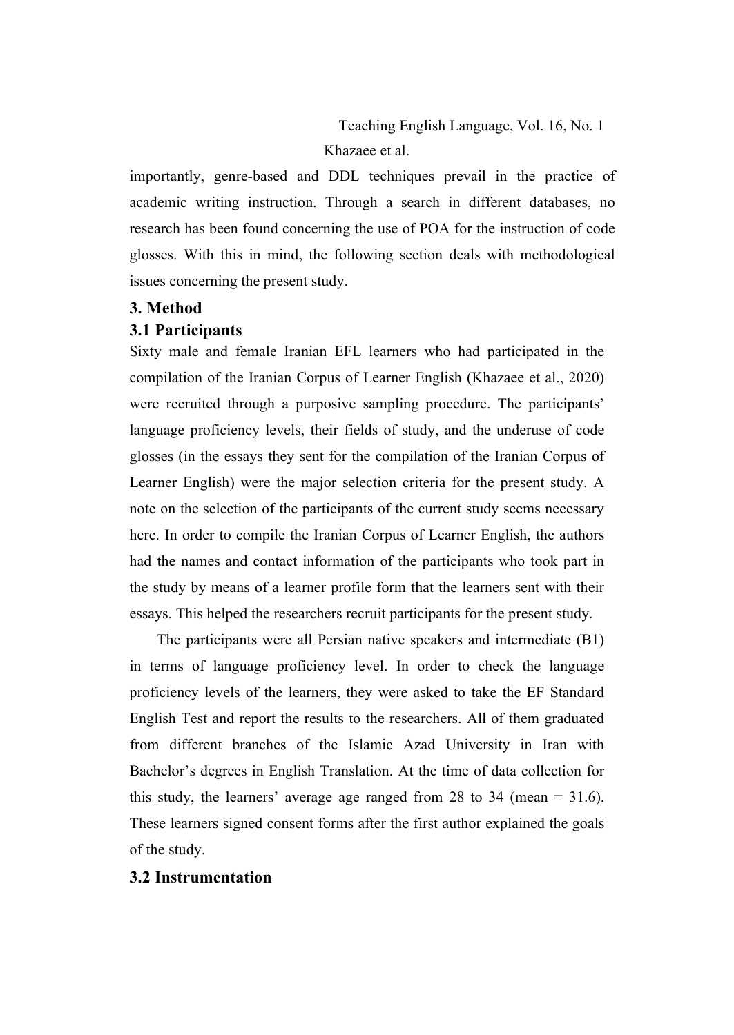importantly, genre-based and DDL techniques prevail in the practice of academic writing instruction. Through a search in different databases, no research has been found concerning the use of POA for the instruction of code glosses. With this in mind, the following section deals with methodological issues concerning the present study.

## 3. Method

### 3.1 Participants

Sixty male and female Iranian EFL learners who had participated in the compilation of the Iranian Corpus of Learner English (Khazaee et al., 2020) were recruited through a purposive sampling procedure. The participants' language proficiency levels, their fields of study, and the underuse of code glosses (in the essays they sent for the compilation of the Iranian Corpus of Learner English) were the major selection criteria for the present study. A note on the selection of the participants of the current study seems necessary here. In order to compile the Iranian Corpus of Learner English, the authors had the names and contact information of the participants who took part in the study by means of a learner profile form that the learners sent with their essays. This helped the researchers recruit participants for the present study.

The participants were all Persian native speakers and intermediate (B1) in terms of language proficiency level. In order to check the language proficiency levels of the learners, they were asked to take the EF Standard English Test and report the results to the researchers. All of them graduated from different branches of the Islamic Azad University in Iran with Bachelor's degrees in English Translation. At the time of data collection for this study, the learners' average age ranged from 28 to 34 (mean = 31.6). These learners signed consent forms after the first author explained the goals of the study.

### 3.2 Instrumentation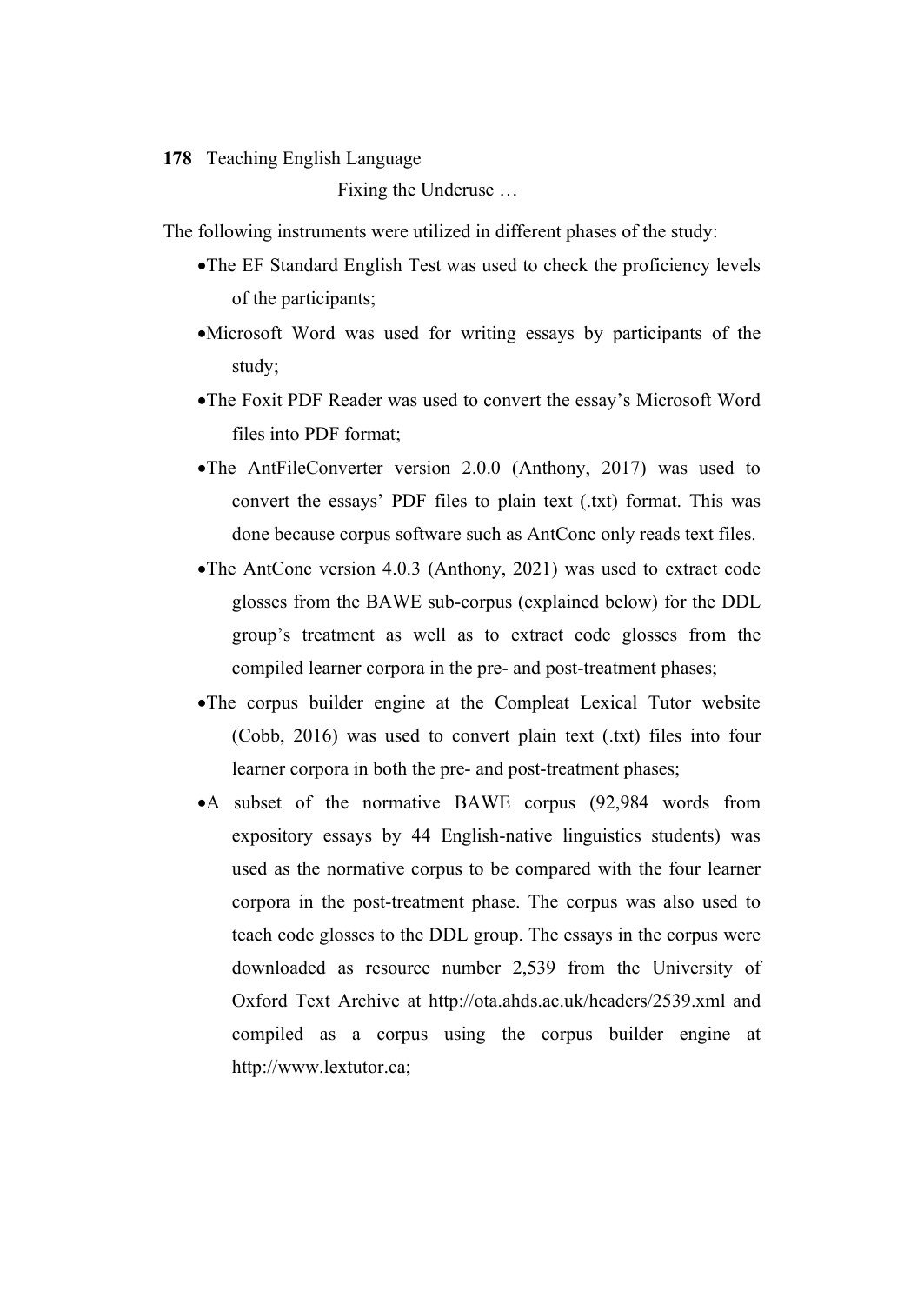The following instruments were utilized in different phases of the study:

- The EF Standard English Test was used to check the proficiency levels of the participants;
- Microsoft Word was used for writing essays by participants of the study;
- The Foxit PDF Reader was used to convert the essay's Microsoft Word files into PDF format;
- The AntFileConverter version 2.0.0 (Anthony, 2017) was used to convert the essays' PDF files to plain text (.txt) format. This was done because corpus software such as AntConc only reads text files.
- The AntConc version 4.0.3 (Anthony, 2021) was used to extract code glosses from the BAWE sub-corpus (explained below) for the DDL group's treatment as well as to extract code glosses from the compiled learner corpora in the pre- and post-treatment phases;
- The corpus builder engine at the Compleat Lexical Tutor website (Cobb, 2016) was used to convert plain text (.txt) files into four learner corpora in both the pre- and post-treatment phases;
- A subset of the normative BAWE corpus (92,984 words from expository essays by 44 English-native linguistics students) was used as the normative corpus to be compared with the four learner corpora in the post-treatment phase. The corpus was also used to teach code glosses to the DDL group. The essays in the corpus were downloaded as resource number 2,539 from the University of Oxford Text Archive at http://ota.ahds.ac.uk/headers/2539.xml and compiled as a corpus using the corpus builder engine at http://www.lextutor.ca;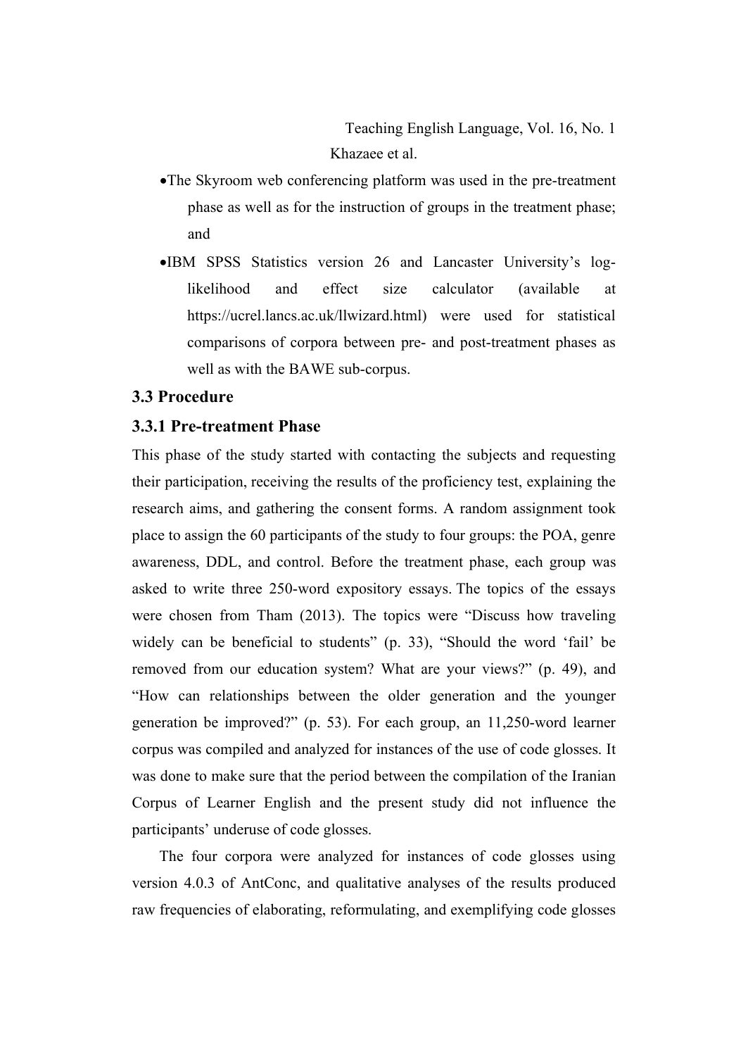- The Skyroom web conferencing platform was used in the pre-treatment phase as well as for the instruction of groups in the treatment phase; and
- IBM SPSS Statistics version 26 and Lancaster University's log-likelihood and effect size calculator (available at https://ucrel.lancs.ac.uk/llwizard.html) were used for statistical comparisons of corpora between pre- and post-treatment phases as well as with the BAWE sub-corpus.

### 3.3 Procedure

#### 3.3.1 Pre-treatment Phase

This phase of the study started with contacting the subjects and requesting their participation, receiving the results of the proficiency test, explaining the research aims, and gathering the consent forms. A random assignment took place to assign the 60 participants of the study to four groups: the POA, genre awareness, DDL, and control. Before the treatment phase, each group was asked to write three 250-word expository essays. The topics of the essays were chosen from Tham (2013). The topics were "Discuss how traveling widely can be beneficial to students" (p. 33), "Should the word 'fail' be removed from our education system? What are your views?" (p. 49), and "How can relationships between the older generation and the younger generation be improved?" (p. 53). For each group, an 11,250-word learner corpus was compiled and analyzed for instances of the use of code glosses. It was done to make sure that the period between the compilation of the Iranian Corpus of Learner English and the present study did not influence the participants' underuse of code glosses.

The four corpora were analyzed for instances of code glosses using version 4.0.3 of AntConc, and qualitative analyses of the results produced raw frequencies of elaborating, reformulating, and exemplifying code glosses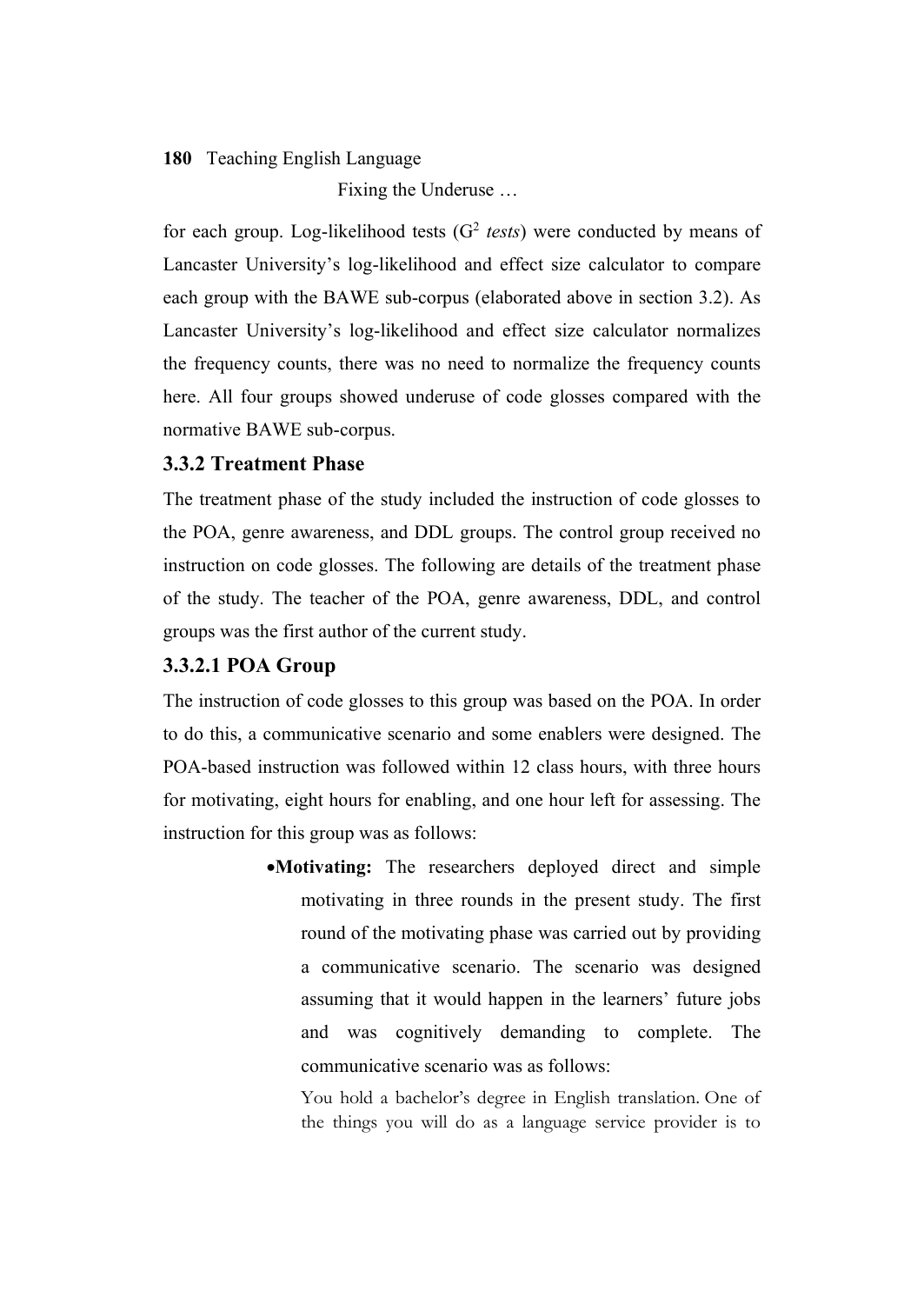for each group. Log-likelihood tests ($G^2$ *tests*) were conducted by means of Lancaster University's log-likelihood and effect size calculator to compare each group with the BAWE sub-corpus (elaborated above in section 3.2). As Lancaster University's log-likelihood and effect size calculator normalizes the frequency counts, there was no need to normalize the frequency counts here. All four groups showed underuse of code glosses compared with the normative BAWE sub-corpus.

### 3.3.2 Treatment Phase

The treatment phase of the study included the instruction of code glosses to the POA, genre awareness, and DDL groups. The control group received no instruction on code glosses. The following are details of the treatment phase of the study. The teacher of the POA, genre awareness, DDL, and control groups was the first author of the current study.

#### 3.3.2.1 POA Group

The instruction of code glosses to this group was based on the POA. In order to do this, a communicative scenario and some enablers were designed. The POA-based instruction was followed within 12 class hours, with three hours for motivating, eight hours for enabling, and one hour left for assessing. The instruction for this group was as follows:

- **Motivating:** The researchers deployed direct and simple motivating in three rounds in the present study. The first round of the motivating phase was carried out by providing a communicative scenario. The scenario was designed assuming that it would happen in the learners' future jobs and was cognitively demanding to complete. The communicative scenario was as follows:

  You hold a bachelor's degree in English translation. One of the things you will do as a language service provider is to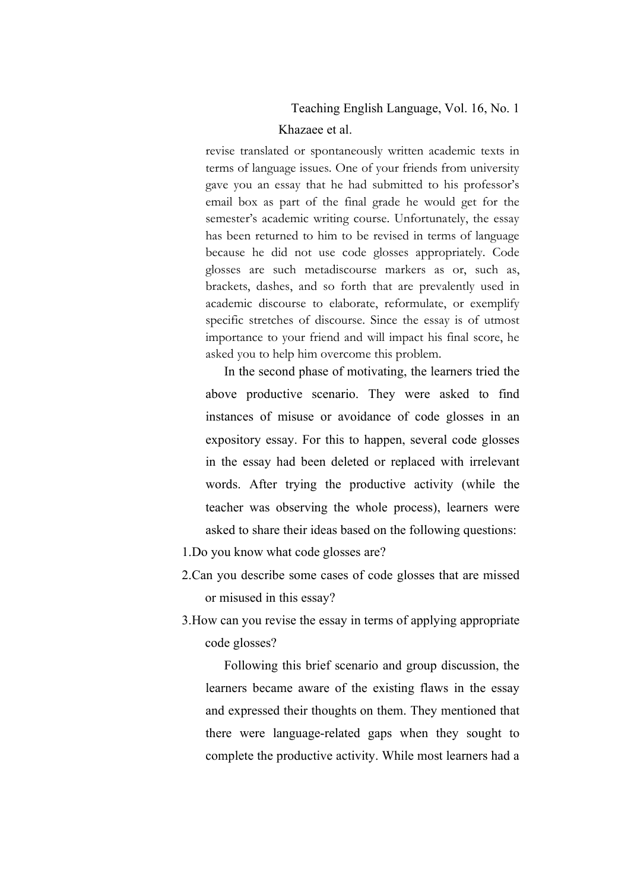revise translated or spontaneously written academic texts in terms of language issues. One of your friends from university gave you an essay that he had submitted to his professor's email box as part of the final grade he would get for the semester's academic writing course. Unfortunately, the essay has been returned to him to be revised in terms of language because he did not use code glosses appropriately. Code glosses are such metadiscourse markers as or, such as, brackets, dashes, and so forth that are prevalently used in academic discourse to elaborate, reformulate, or exemplify specific stretches of discourse. Since the essay is of utmost importance to your friend and will impact his final score, he asked you to help him overcome this problem.

In the second phase of motivating, the learners tried the above productive scenario. They were asked to find instances of misuse or avoidance of code glosses in an expository essay. For this to happen, several code glosses in the essay had been deleted or replaced with irrelevant words. After trying the productive activity (while the teacher was observing the whole process), learners were asked to share their ideas based on the following questions:

1. Do you know what code glosses are?
2. Can you describe some cases of code glosses that are missed or misused in this essay?
3. How can you revise the essay in terms of applying appropriate code glosses?

Following this brief scenario and group discussion, the learners became aware of the existing flaws in the essay and expressed their thoughts on them. They mentioned that there were language-related gaps when they sought to complete the productive activity. While most learners had a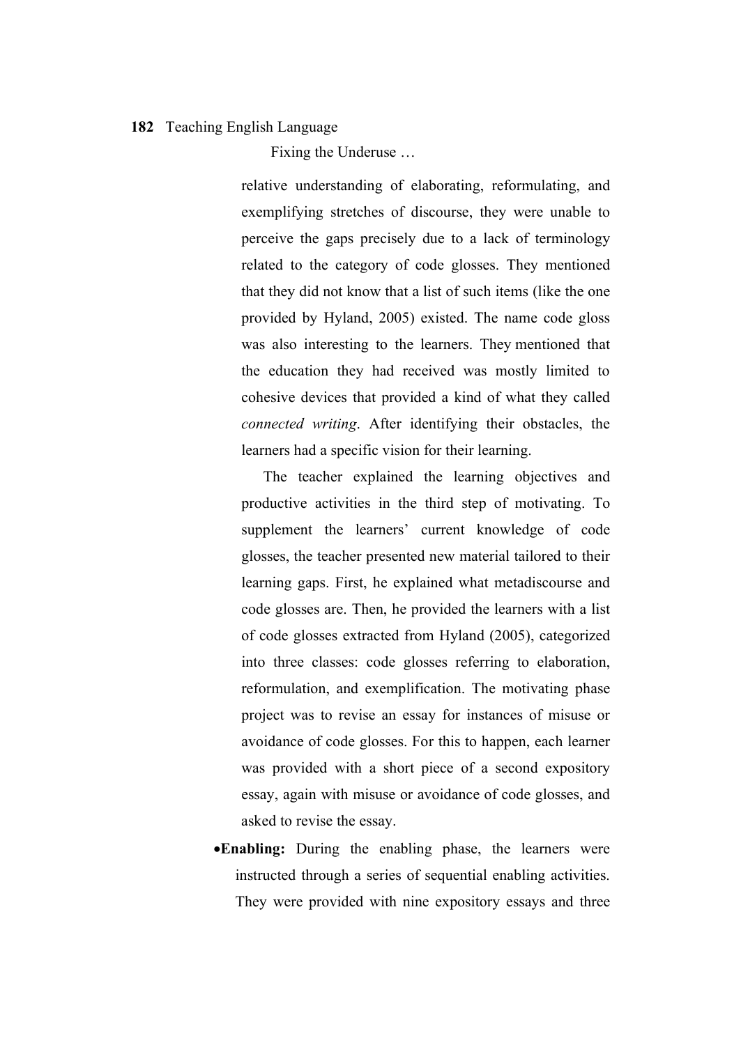relative understanding of elaborating, reformulating, and exemplifying stretches of discourse, they were unable to perceive the gaps precisely due to a lack of terminology related to the category of code glosses. They mentioned that they did not know that a list of such items (like the one provided by Hyland, 2005) existed. The name code gloss was also interesting to the learners. They mentioned that the education they had received was mostly limited to cohesive devices that provided a kind of what they called *connected writing*. After identifying their obstacles, the learners had a specific vision for their learning.

The teacher explained the learning objectives and productive activities in the third step of motivating. To supplement the learners' current knowledge of code glosses, the teacher presented new material tailored to their learning gaps. First, he explained what metadiscourse and code glosses are. Then, he provided the learners with a list of code glosses extracted from Hyland (2005), categorized into three classes: code glosses referring to elaboration, reformulation, and exemplification. The motivating phase project was to revise an essay for instances of misuse or avoidance of code glosses. For this to happen, each learner was provided with a short piece of a second expository essay, again with misuse or avoidance of code glosses, and asked to revise the essay.

- **Enabling:** During the enabling phase, the learners were instructed through a series of sequential enabling activities. They were provided with nine expository essays and three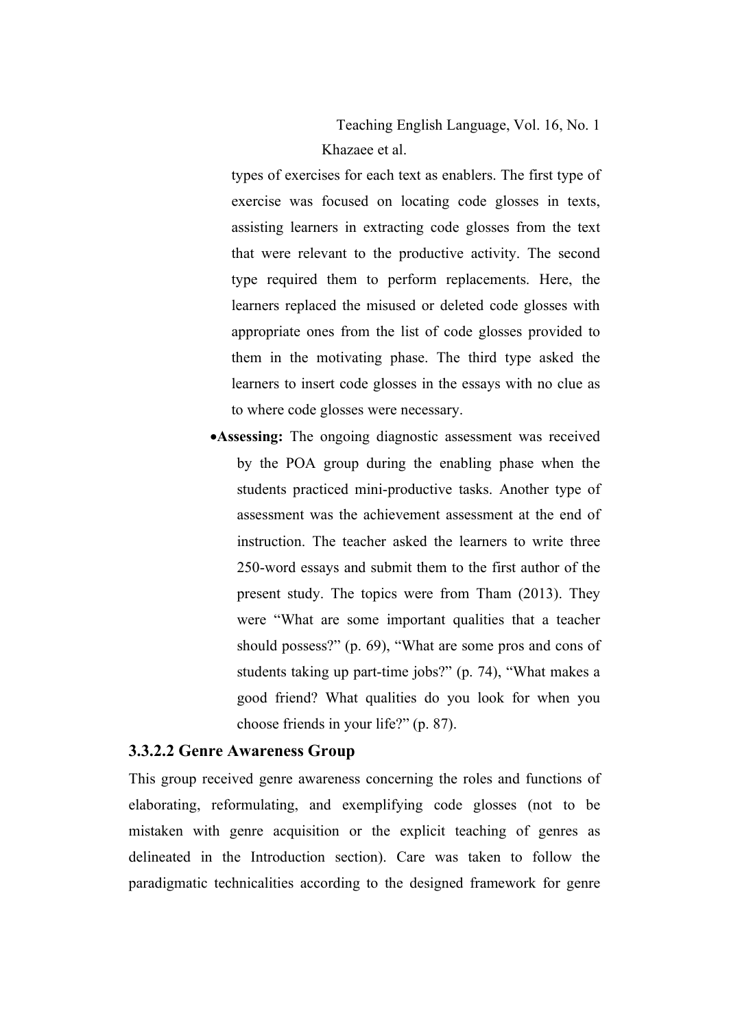types of exercises for each text as enablers. The first type of exercise was focused on locating code glosses in texts, assisting learners in extracting code glosses from the text that were relevant to the productive activity. The second type required them to perform replacements. Here, the learners replaced the misused or deleted code glosses with appropriate ones from the list of code glosses provided to them in the motivating phase. The third type asked the learners to insert code glosses in the essays with no clue as to where code glosses were necessary.

- **Assessing:** The ongoing diagnostic assessment was received by the POA group during the enabling phase when the students practiced mini-productive tasks. Another type of assessment was the achievement assessment at the end of instruction. The teacher asked the learners to write three 250-word essays and submit them to the first author of the present study. The topics were from Tham (2013). They were "What are some important qualities that a teacher should possess?" (p. 69), "What are some pros and cons of students taking up part-time jobs?" (p. 74), "What makes a good friend? What qualities do you look for when you choose friends in your life?" (p. 87).

### 3.3.2.2 Genre Awareness Group

This group received genre awareness concerning the roles and functions of elaborating, reformulating, and exemplifying code glosses (not to be mistaken with genre acquisition or the explicit teaching of genres as delineated in the Introduction section). Care was taken to follow the paradigmatic technicalities according to the designed framework for genre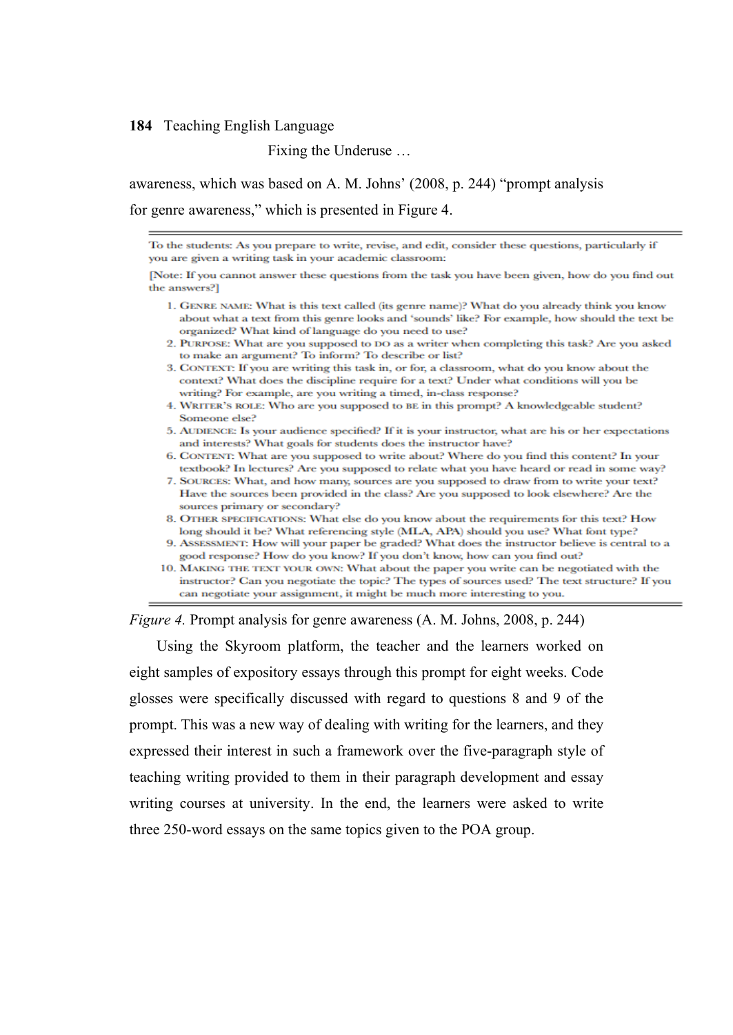awareness, which was based on A. M. Johns' (2008, p. 244) "prompt analysis for genre awareness," which is presented in Figure 4.

---

To the students: As you prepare to write, revise, and edit, consider these questions, particularly if you are given a writing task in your academic classroom:

[Note: If you cannot answer these questions from the task you have been given, how do you find out the answers?]

1. GENRE NAME: What is this text called (its genre name)? What do you already think you know about what a text from this genre looks and 'sounds' like? For example, how should the text be organized? What kind of language do you need to use?
2. PURPOSE: What are you supposed to DO as a writer when completing this task? Are you asked to make an argument? To inform? To describe or list?
3. CONTEXT: If you are writing this task in, or for, a classroom, what do you know about the context? What does the discipline require for a text? Under what conditions will you be writing? For example, are you writing a timed, in-class response?
4. WRITER'S ROLE: Who are you supposed to BE in this prompt? A knowledgeable student? Someone else?
5. AUDIENCE: Is your audience specified? If it is your instructor, what are his or her expectations and interests? What goals for students does the instructor have?
6. CONTENT: What are you supposed to write about? Where do you find this content? In your textbook? In lectures? Are you supposed to relate what you have heard or read in some way?
7. SOURCES: What, and how many, sources are you supposed to draw from to write your text? Have the sources been provided in the class? Are you supposed to look elsewhere? Are the sources primary or secondary?
8. OTHER SPECIFICATIONS: What else do you know about the requirements for this text? How long should it be? What referencing style (MLA, APA) should you use? What font type?
9. ASSESSMENT: How will your paper be graded? What does the instructor believe is central to a good response? How do you know? If you don't know, how can you find out?
10. MAKING THE TEXT YOUR OWN: What about the paper you write can be negotiated with the instructor? Can you negotiate the topic? The types of sources used? The text structure? If you can negotiate your assignment, it might be much more interesting to you.

---

*Figure 4.* Prompt analysis for genre awareness (A. M. Johns, 2008, p. 244)

Using the Skyroom platform, the teacher and the learners worked on eight samples of expository essays through this prompt for eight weeks. Code glosses were specifically discussed with regard to questions 8 and 9 of the prompt. This was a new way of dealing with writing for the learners, and they expressed their interest in such a framework over the five-paragraph style of teaching writing provided to them in their paragraph development and essay writing courses at university. In the end, the learners were asked to write three 250-word essays on the same topics given to the POA group.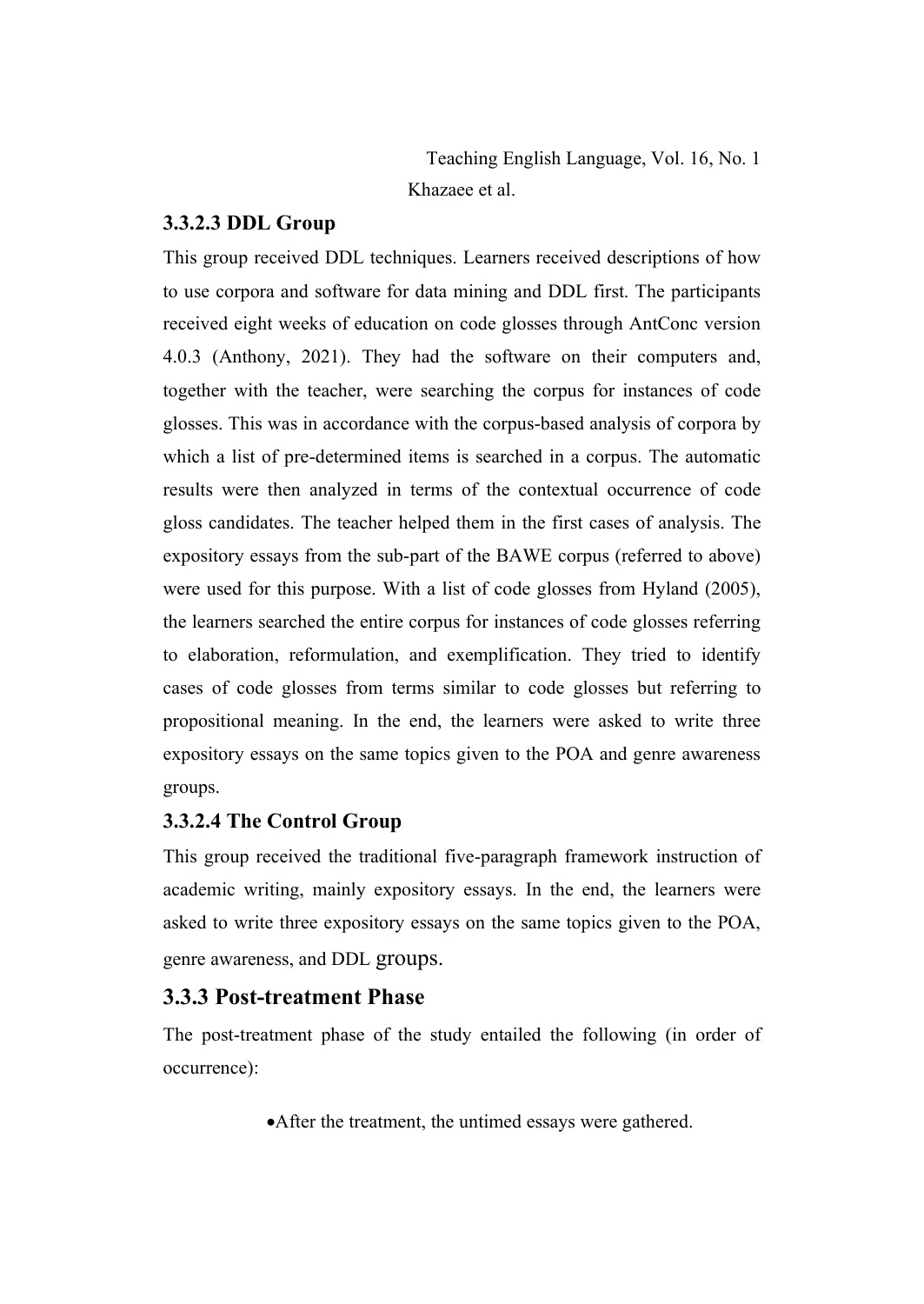#### 3.3.2.3 DDL Group

This group received DDL techniques. Learners received descriptions of how to use corpora and software for data mining and DDL first. The participants received eight weeks of education on code glosses through AntConc version 4.0.3 (Anthony, 2021). They had the software on their computers and, together with the teacher, were searching the corpus for instances of code glosses. This was in accordance with the corpus-based analysis of corpora by which a list of pre-determined items is searched in a corpus. The automatic results were then analyzed in terms of the contextual occurrence of code gloss candidates. The teacher helped them in the first cases of analysis. The expository essays from the sub-part of the BAWE corpus (referred to above) were used for this purpose. With a list of code glosses from Hyland (2005), the learners searched the entire corpus for instances of code glosses referring to elaboration, reformulation, and exemplification. They tried to identify cases of code glosses from terms similar to code glosses but referring to propositional meaning. In the end, the learners were asked to write three expository essays on the same topics given to the POA and genre awareness groups.

#### 3.3.2.4 The Control Group

This group received the traditional five-paragraph framework instruction of academic writing, mainly expository essays. In the end, the learners were asked to write three expository essays on the same topics given to the POA, genre awareness, and DDL groups.

### 3.3.3 Post-treatment Phase

The post-treatment phase of the study entailed the following (in order of occurrence):

- After the treatment, the untimed essays were gathered.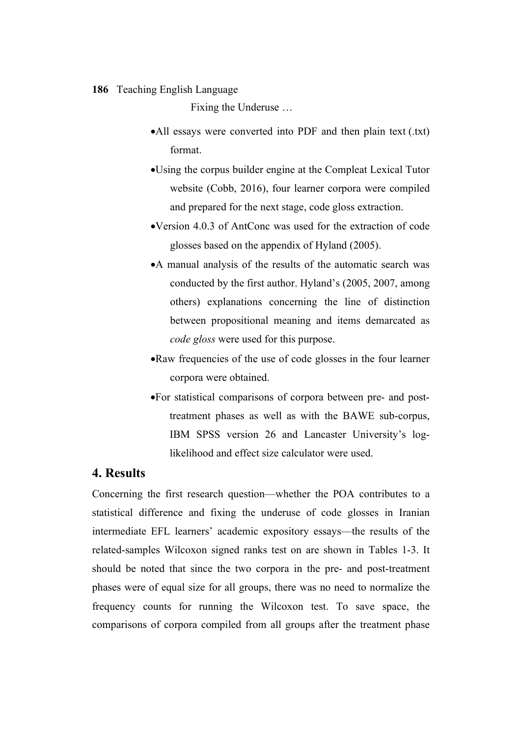- All essays were converted into PDF and then plain text (.txt) format.
- Using the corpus builder engine at the Compleat Lexical Tutor website (Cobb, 2016), four learner corpora were compiled and prepared for the next stage, code gloss extraction.
- Version 4.0.3 of AntConc was used for the extraction of code glosses based on the appendix of Hyland (2005).
- A manual analysis of the results of the automatic search was conducted by the first author. Hyland's (2005, 2007, among others) explanations concerning the line of distinction between propositional meaning and items demarcated as *code gloss* were used for this purpose.
- Raw frequencies of the use of code glosses in the four learner corpora were obtained.
- For statistical comparisons of corpora between pre- and post-treatment phases as well as with the BAWE sub-corpus, IBM SPSS version 26 and Lancaster University's log-likelihood and effect size calculator were used.

## 4. Results

Concerning the first research question—whether the POA contributes to a statistical difference and fixing the underuse of code glosses in Iranian intermediate EFL learners' academic expository essays—the results of the related-samples Wilcoxon signed ranks test on are shown in Tables 1-3. It should be noted that since the two corpora in the pre- and post-treatment phases were of equal size for all groups, there was no need to normalize the frequency counts for running the Wilcoxon test. To save space, the comparisons of corpora compiled from all groups after the treatment phase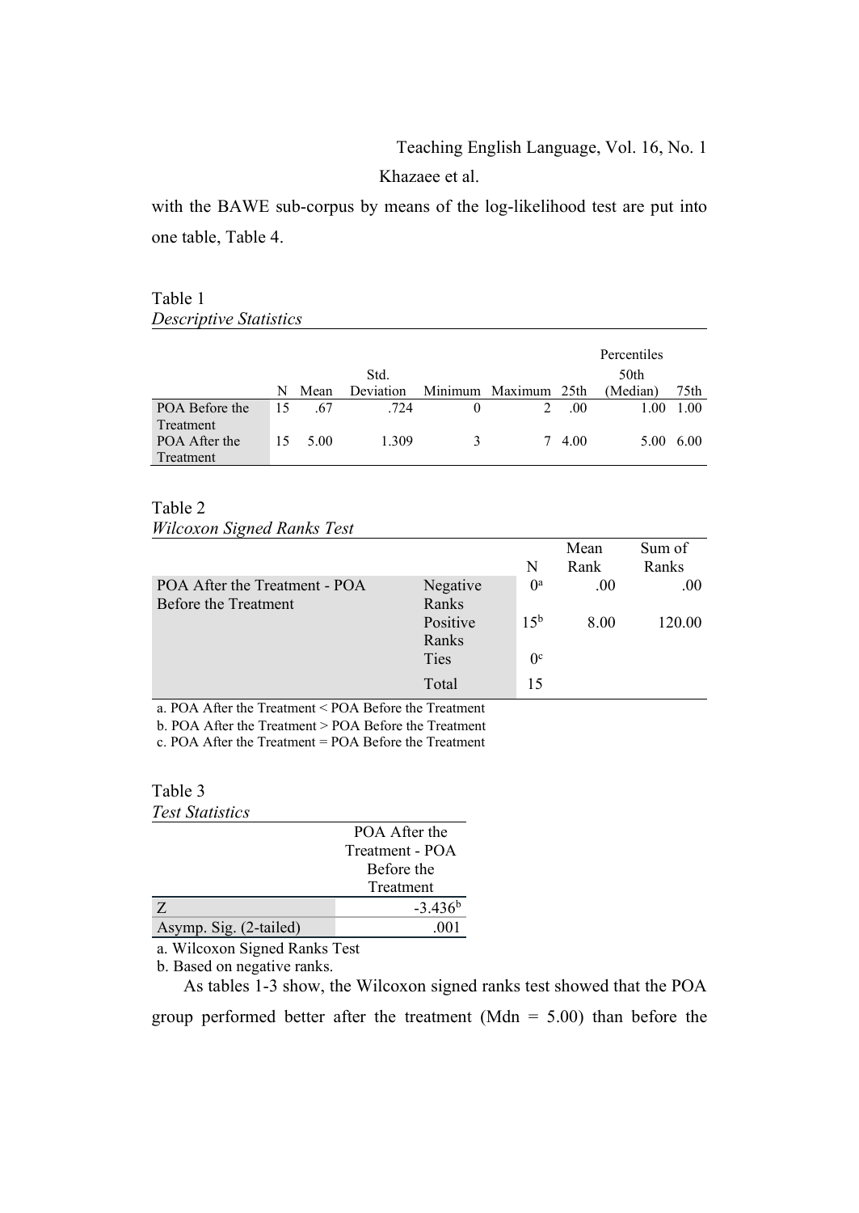with the BAWE sub-corpus by means of the log-likelihood test are put into one table, Table 4.

Table 1
*Descriptive Statistics*

| | N | Mean | Std. Deviation | Minimum | Maximum | Percentiles 25th | 50th (Median) | 75th |
|---|---|---|---|---|---|---|---|---|
| POA Before the Treatment | 15 | .67 | .724 | 0 | 2 | .00 | 1.00 | 1.00 |
| POA After the Treatment | 15 | 5.00 | 1.309 | 3 | 7 | 4.00 | 5.00 | 6.00 |

Table 2
*Wilcoxon Signed Ranks Test*

| | | N | Mean Rank | Sum of Ranks |
|---|---|---|---|---|
| POA After the Treatment - POA Before the Treatment | Negative Ranks | 0[a] | .00 | .00 |
| | Positive Ranks | 15[b] | 8.00 | 120.00 |
| | Ties | 0[c] | | |
| | Total | 15 | | |

a. POA After the Treatment < POA Before the Treatment
b. POA After the Treatment > POA Before the Treatment
c. POA After the Treatment = POA Before the Treatment

Table 3
*Test Statistics*

| | POA After the Treatment - POA Before the Treatment |
|---|---|
| Z | -3.436[b] |
| Asymp. Sig. (2-tailed) | .001 |

a. Wilcoxon Signed Ranks Test
b. Based on negative ranks.

As tables 1-3 show, the Wilcoxon signed ranks test showed that the POA group performed better after the treatment (Mdn = 5.00) than before the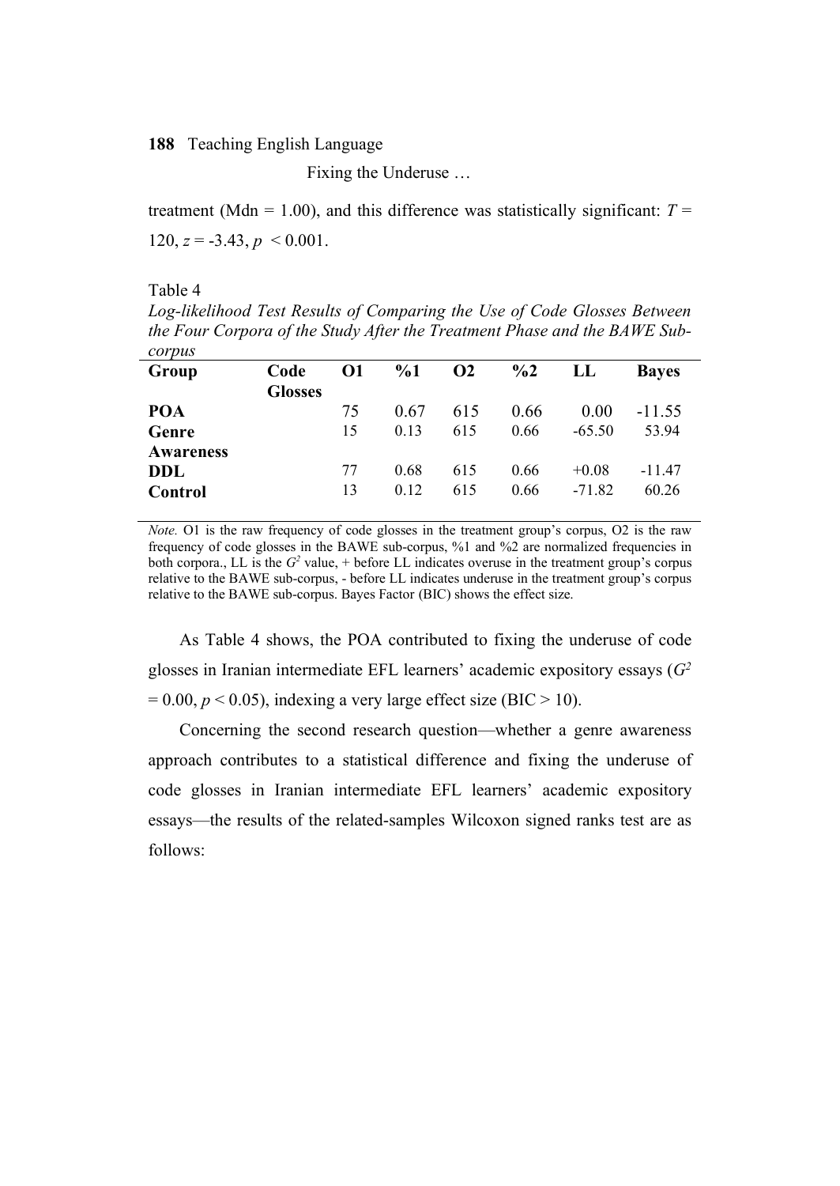treatment (Mdn = 1.00), and this difference was statistically significant: $T$ = 120, $z$ = -3.43, $p$ < 0.001.

Table 4

*Log-likelihood Test Results of Comparing the Use of Code Glosses Between the Four Corpora of the Study After the Treatment Phase and the BAWE Sub-corpus*

| Group | Code Glosses | O1 | %1 | O2 | %2 | LL | Bayes |
|---|---|---|---|---|---|---|---|
| **POA** | | 75 | 0.67 | 615 | 0.66 | 0.00 | -11.55 |
| **Genre Awareness** | | 15 | 0.13 | 615 | 0.66 | -65.50 | 53.94 |
| **DDL** | | 77 | 0.68 | 615 | 0.66 | +0.08 | -11.47 |
| **Control** | | 13 | 0.12 | 615 | 0.66 | -71.82 | 60.26 |

*Note.* O1 is the raw frequency of code glosses in the treatment group's corpus, O2 is the raw frequency of code glosses in the BAWE sub-corpus, %1 and %2 are normalized frequencies in both corpora., LL is the $G^2$ value, + before LL indicates overuse in the treatment group's corpus relative to the BAWE sub-corpus, - before LL indicates underuse in the treatment group's corpus relative to the BAWE sub-corpus. Bayes Factor (BIC) shows the effect size.

As Table 4 shows, the POA contributed to fixing the underuse of code glosses in Iranian intermediate EFL learners' academic expository essays ($G^2$ = 0.00, $p$ < 0.05), indexing a very large effect size (BIC > 10).

Concerning the second research question—whether a genre awareness approach contributes to a statistical difference and fixing the underuse of code glosses in Iranian intermediate EFL learners' academic expository essays—the results of the related-samples Wilcoxon signed ranks test are as follows: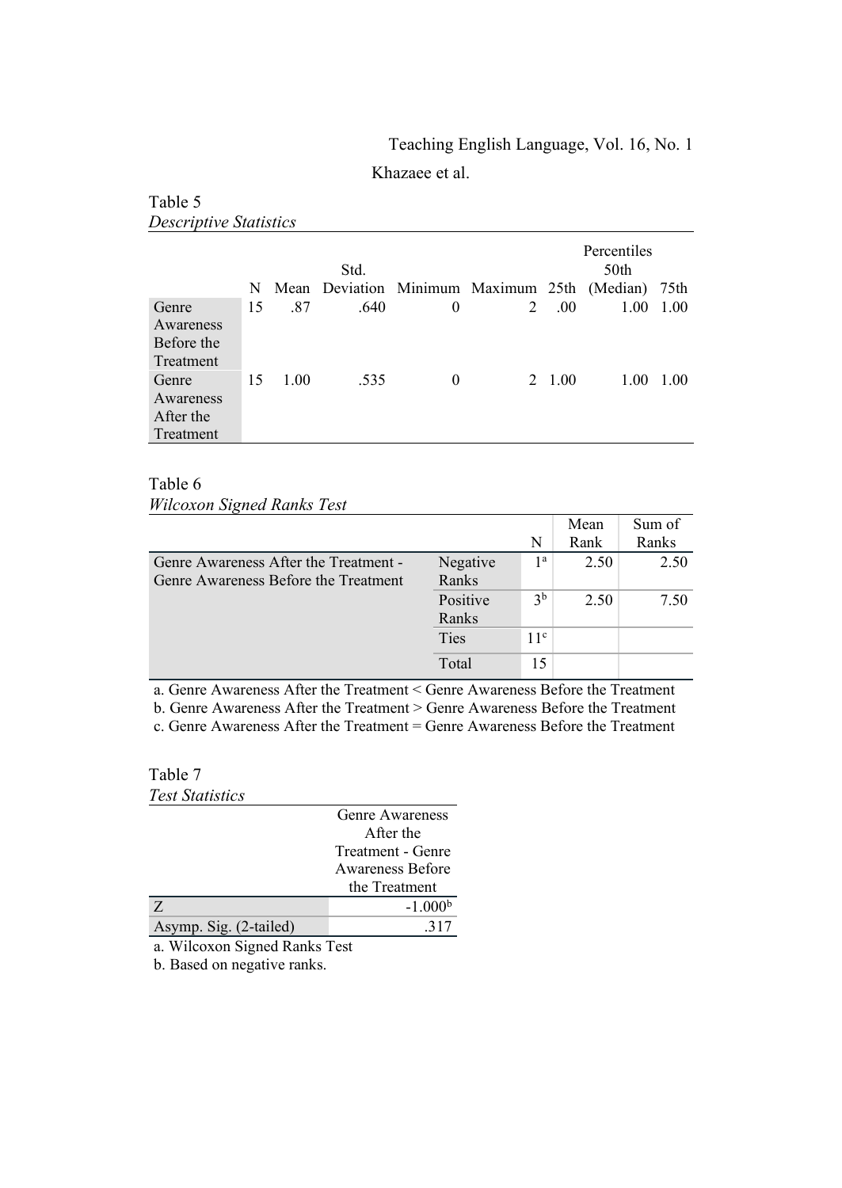Table 5
*Descriptive Statistics*

| | N | Mean | Std. Deviation | Minimum | Maximum | Percentiles | | |
|---|---|---|---|---|---|---|---|---|
| | | | | | | 25th | 50th (Median) | 75th |
| Genre Awareness Before the Treatment | 15 | .87 | .640 | 0 | 2 | .00 | 1.00 | 1.00 |
| Genre Awareness After the Treatment | 15 | 1.00 | .535 | 0 | 2 | 1.00 | 1.00 | 1.00 |

Table 6
*Wilcoxon Signed Ranks Test*

| | | N | Mean Rank | Sum of Ranks |
|---|---|---|---|---|
| Genre Awareness After the Treatment - Genre Awareness Before the Treatment | Negative Ranks | 1[a] | 2.50 | 2.50 |
| | Positive Ranks | 3[b] | 2.50 | 7.50 |
| | Ties | 11[c] | | |
| | Total | 15 | | |

a. Genre Awareness After the Treatment < Genre Awareness Before the Treatment
b. Genre Awareness After the Treatment > Genre Awareness Before the Treatment
c. Genre Awareness After the Treatment = Genre Awareness Before the Treatment

Table 7
*Test Statistics*

| | Genre Awareness After the Treatment - Genre Awareness Before the Treatment |
|---|---|
| Z | -1.000[b] |
| Asymp. Sig. (2-tailed) | .317 |

a. Wilcoxon Signed Ranks Test
b. Based on negative ranks.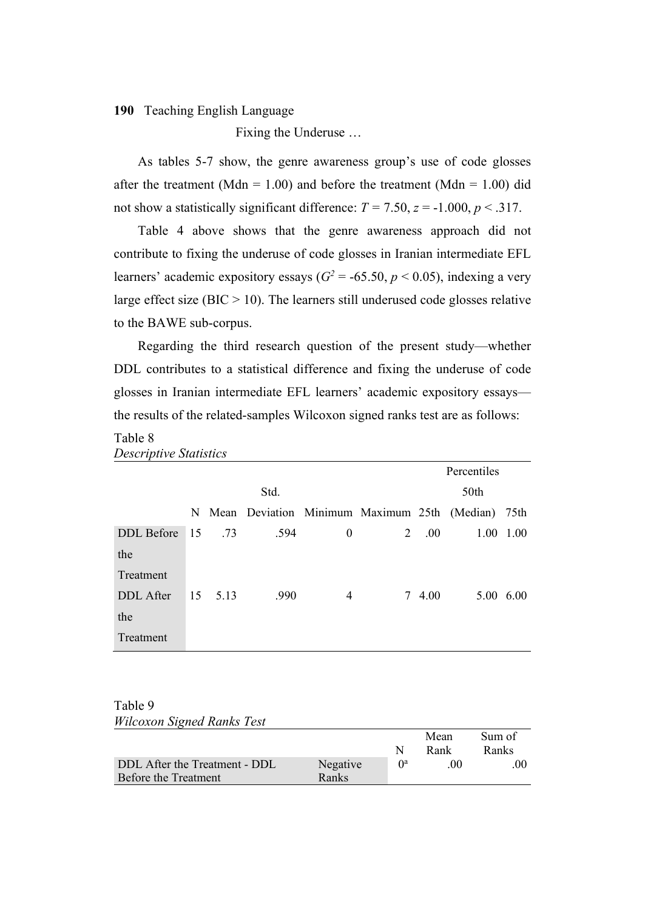As tables 5-7 show, the genre awareness group's use of code glosses after the treatment (Mdn = 1.00) and before the treatment (Mdn = 1.00) did not show a statistically significant difference: $T = 7.50$, $z = -1.000$, $p < .317$.

Table 4 above shows that the genre awareness approach did not contribute to fixing the underuse of code glosses in Iranian intermediate EFL learners' academic expository essays ($G^2 = -65.50$, $p < 0.05$), indexing a very large effect size (BIC > 10). The learners still underused code glosses relative to the BAWE sub-corpus.

Regarding the third research question of the present study—whether DDL contributes to a statistical difference and fixing the underuse of code glosses in Iranian intermediate EFL learners' academic expository essays—the results of the related-samples Wilcoxon signed ranks test are as follows:

Table 8
*Descriptive Statistics*

| | N | Mean | Std. Deviation | Minimum | Maximum | Percentiles 25th | 50th (Median) | 75th |
|---|---|---|---|---|---|---|---|---|
| DDL Before the Treatment | 15 | .73 | .594 | 0 | 2 | .00 | 1.00 | 1.00 |
| DDL After the Treatment | 15 | 5.13 | .990 | 4 | 7 | 4.00 | 5.00 | 6.00 |

Table 9
*Wilcoxon Signed Ranks Test*

| | | N | Mean Rank | Sum of Ranks |
|---|---|---|---|---|
| DDL After the Treatment - DDL Before the Treatment | Negative Ranks | 0[a] | .00 | .00 |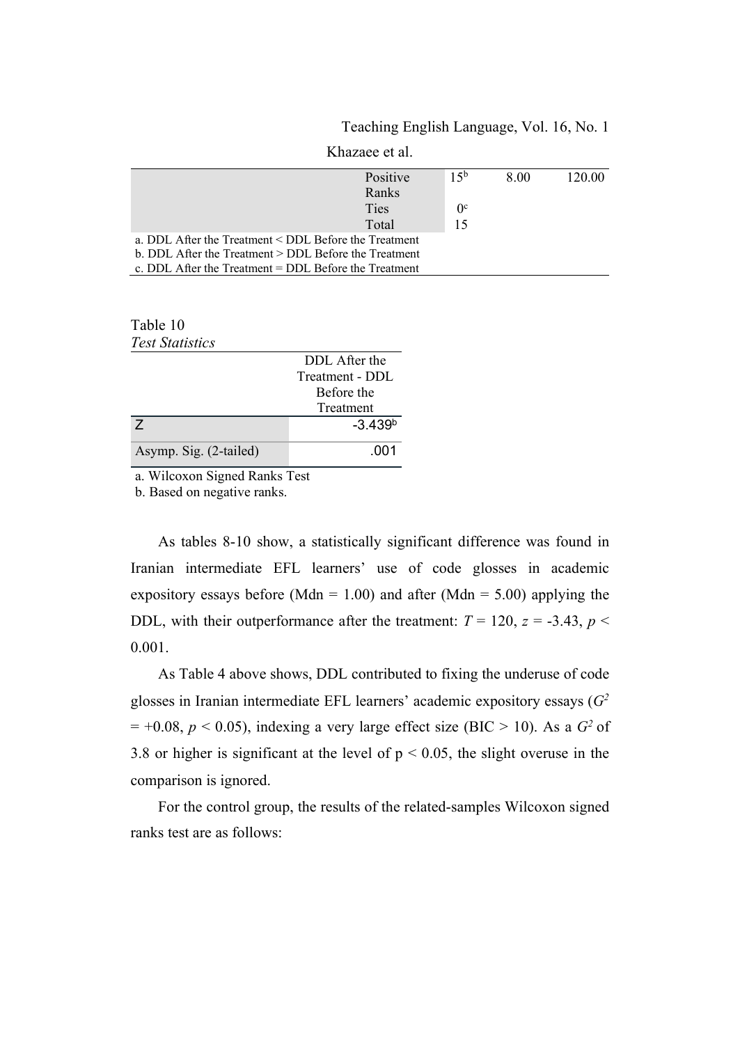| | | N | Mean Rank | Sum of Ranks |
|---|---|---|---|---|
| | Positive Ranks | 15[b] | 8.00 | 120.00 |
| | Ties | 0[c] | | |
| | Total | 15 | | |

a. DDL After the Treatment < DDL Before the Treatment
b. DDL After the Treatment > DDL Before the Treatment
c. DDL After the Treatment = DDL Before the Treatment

Table 10
*Test Statistics*

| | DDL After the Treatment - DDL Before the Treatment |
|---|---|
| Z | -3.439[b] |
| Asymp. Sig. (2-tailed) | .001 |

a. Wilcoxon Signed Ranks Test
b. Based on negative ranks.

As tables 8-10 show, a statistically significant difference was found in Iranian intermediate EFL learners' use of code glosses in academic expository essays before (Mdn = 1.00) and after (Mdn = 5.00) applying the DDL, with their outperformance after the treatment: $T = 120$, $z = -3.43$, $p < 0.001$.

As Table 4 above shows, DDL contributed to fixing the underuse of code glosses in Iranian intermediate EFL learners' academic expository essays ($G^2 = +0.08$, $p < 0.05$), indexing a very large effect size (BIC > 10). As a $G^2$ of 3.8 or higher is significant at the level of $p < 0.05$, the slight overuse in the comparison is ignored.

For the control group, the results of the related-samples Wilcoxon signed ranks test are as follows: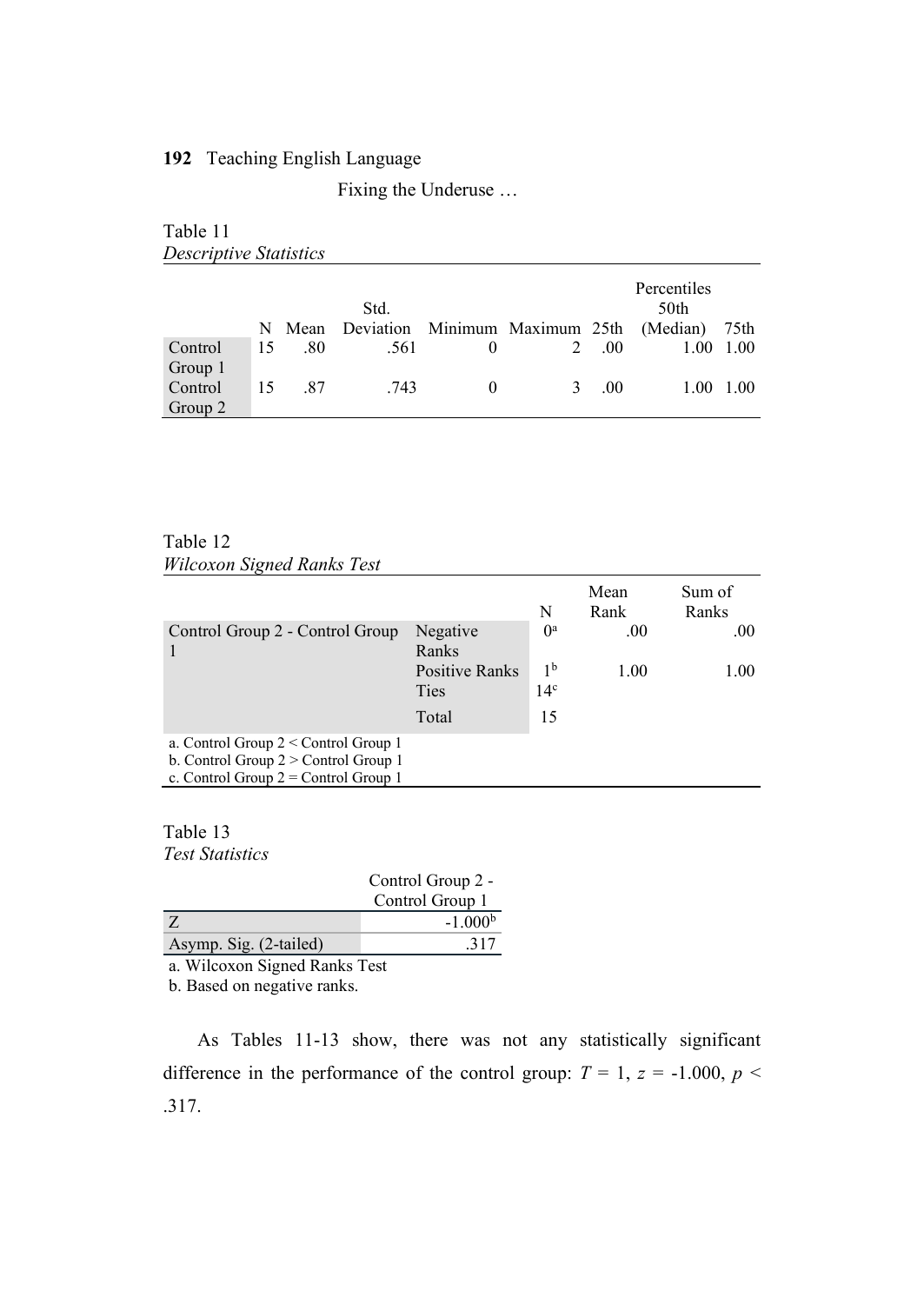Table 11
*Descriptive Statistics*

| | N | Mean | Std. Deviation | Minimum | Maximum | Percentiles 25th | 50th (Median) | 75th |
|---|---|---|---|---|---|---|---|---|
| Control Group 1 | 15 | .80 | .561 | 0 | 2 | .00 | 1.00 | 1.00 |
| Control Group 2 | 15 | .87 | .743 | 0 | 3 | .00 | 1.00 | 1.00 |

Table 12
*Wilcoxon Signed Ranks Test*

| | | N | Mean Rank | Sum of Ranks |
|---|---|---|---|---|
| Control Group 2 - Control Group 1 | Negative Ranks | 0[a] | .00 | .00 |
| | Positive Ranks | 1[b] | 1.00 | 1.00 |
| | Ties | 14[c] | | |
| | Total | 15 | | |

a. Control Group 2 < Control Group 1
b. Control Group 2 > Control Group 1
c. Control Group 2 = Control Group 1

Table 13
*Test Statistics*

| | Control Group 2 - Control Group 1 |
|---|---|
| Z | -1.000[b] |
| Asymp. Sig. (2-tailed) | .317 |

a. Wilcoxon Signed Ranks Test
b. Based on negative ranks.

As Tables 11-13 show, there was not any statistically significant difference in the performance of the control group: $T = 1$, $z = -1.000$, $p < .317$.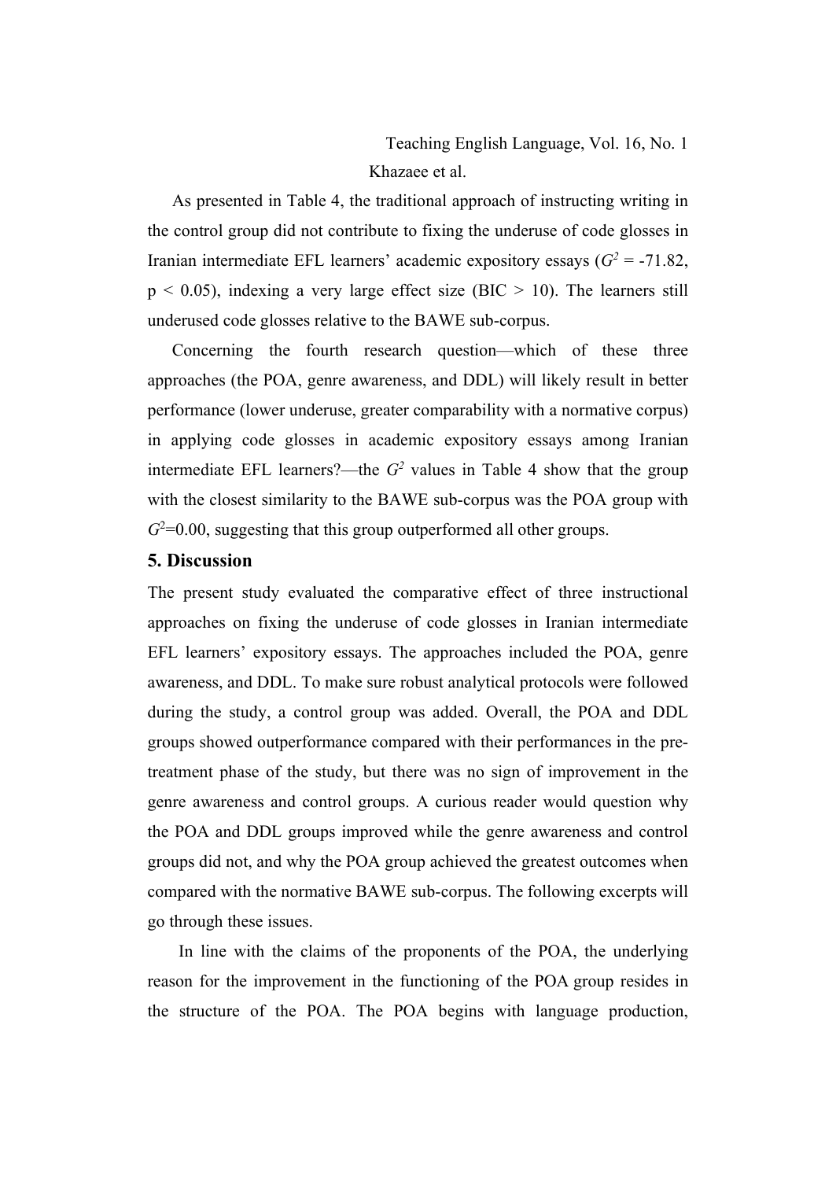As presented in Table 4, the traditional approach of instructing writing in the control group did not contribute to fixing the underuse of code glosses in Iranian intermediate EFL learners' academic expository essays ($G^2$ = -71.82, $p < 0.05$), indexing a very large effect size (BIC > 10). The learners still underused code glosses relative to the BAWE sub-corpus.

Concerning the fourth research question—which of these three approaches (the POA, genre awareness, and DDL) will likely result in better performance (lower underuse, greater comparability with a normative corpus) in applying code glosses in academic expository essays among Iranian intermediate EFL learners?—the $G^2$ values in Table 4 show that the group with the closest similarity to the BAWE sub-corpus was the POA group with $G^2$=0.00, suggesting that this group outperformed all other groups.

## 5. Discussion

The present study evaluated the comparative effect of three instructional approaches on fixing the underuse of code glosses in Iranian intermediate EFL learners' expository essays. The approaches included the POA, genre awareness, and DDL. To make sure robust analytical protocols were followed during the study, a control group was added. Overall, the POA and DDL groups showed outperformance compared with their performances in the pre-treatment phase of the study, but there was no sign of improvement in the genre awareness and control groups. A curious reader would question why the POA and DDL groups improved while the genre awareness and control groups did not, and why the POA group achieved the greatest outcomes when compared with the normative BAWE sub-corpus. The following excerpts will go through these issues.

In line with the claims of the proponents of the POA, the underlying reason for the improvement in the functioning of the POA group resides in the structure of the POA. The POA begins with language production,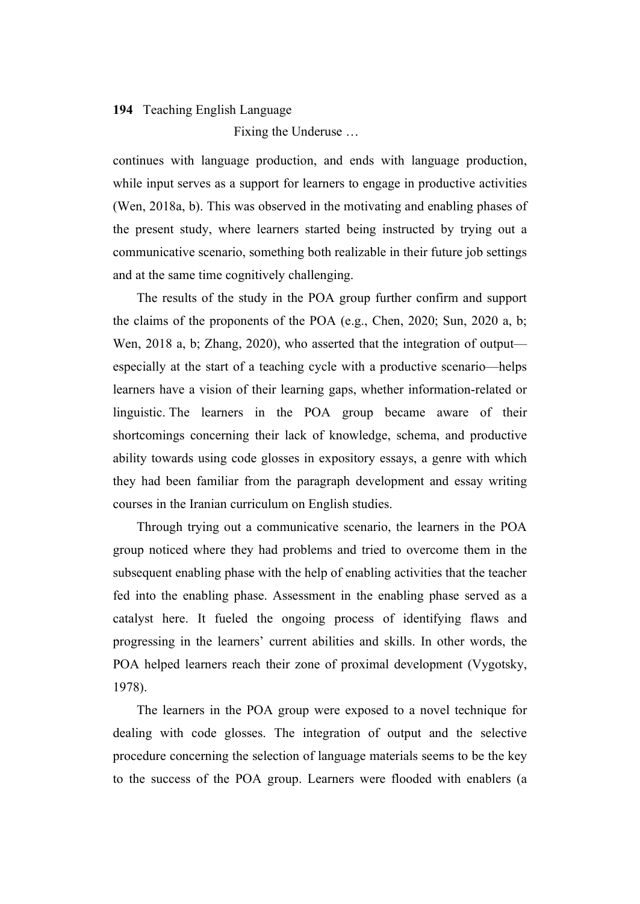continues with language production, and ends with language production, while input serves as a support for learners to engage in productive activities (Wen, 2018a, b). This was observed in the motivating and enabling phases of the present study, where learners started being instructed by trying out a communicative scenario, something both realizable in their future job settings and at the same time cognitively challenging.

The results of the study in the POA group further confirm and support the claims of the proponents of the POA (e.g., Chen, 2020; Sun, 2020 a, b; Wen, 2018 a, b; Zhang, 2020), who asserted that the integration of output—especially at the start of a teaching cycle with a productive scenario—helps learners have a vision of their learning gaps, whether information-related or linguistic. The learners in the POA group became aware of their shortcomings concerning their lack of knowledge, schema, and productive ability towards using code glosses in expository essays, a genre with which they had been familiar from the paragraph development and essay writing courses in the Iranian curriculum on English studies.

Through trying out a communicative scenario, the learners in the POA group noticed where they had problems and tried to overcome them in the subsequent enabling phase with the help of enabling activities that the teacher fed into the enabling phase. Assessment in the enabling phase served as a catalyst here. It fueled the ongoing process of identifying flaws and progressing in the learners' current abilities and skills. In other words, the POA helped learners reach their zone of proximal development (Vygotsky, 1978).

The learners in the POA group were exposed to a novel technique for dealing with code glosses. The integration of output and the selective procedure concerning the selection of language materials seems to be the key to the success of the POA group. Learners were flooded with enablers (a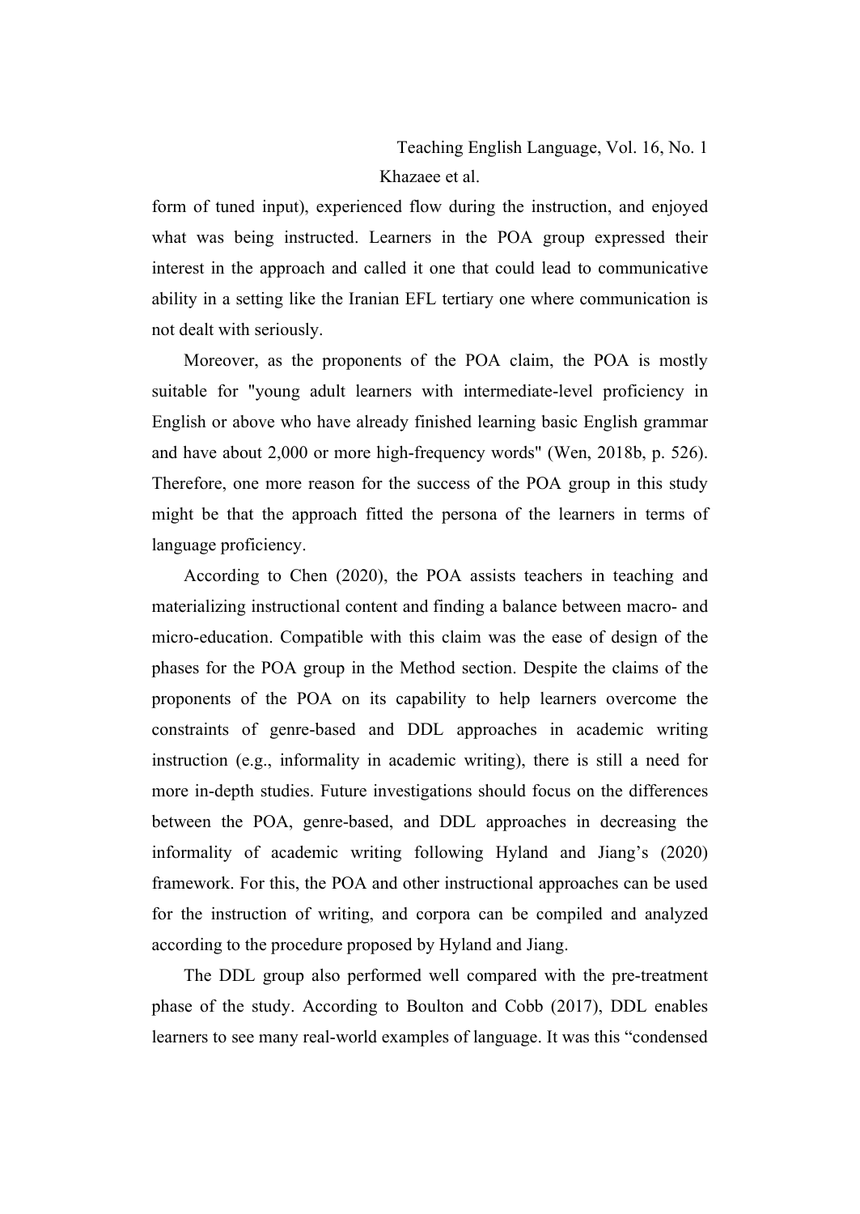form of tuned input), experienced flow during the instruction, and enjoyed what was being instructed. Learners in the POA group expressed their interest in the approach and called it one that could lead to communicative ability in a setting like the Iranian EFL tertiary one where communication is not dealt with seriously.

Moreover, as the proponents of the POA claim, the POA is mostly suitable for "young adult learners with intermediate-level proficiency in English or above who have already finished learning basic English grammar and have about 2,000 or more high-frequency words" (Wen, 2018b, p. 526). Therefore, one more reason for the success of the POA group in this study might be that the approach fitted the persona of the learners in terms of language proficiency.

According to Chen (2020), the POA assists teachers in teaching and materializing instructional content and finding a balance between macro- and micro-education. Compatible with this claim was the ease of design of the phases for the POA group in the Method section. Despite the claims of the proponents of the POA on its capability to help learners overcome the constraints of genre-based and DDL approaches in academic writing instruction (e.g., informality in academic writing), there is still a need for more in-depth studies. Future investigations should focus on the differences between the POA, genre-based, and DDL approaches in decreasing the informality of academic writing following Hyland and Jiang's (2020) framework. For this, the POA and other instructional approaches can be used for the instruction of writing, and corpora can be compiled and analyzed according to the procedure proposed by Hyland and Jiang.

The DDL group also performed well compared with the pre-treatment phase of the study. According to Boulton and Cobb (2017), DDL enables learners to see many real-world examples of language. It was this "condensed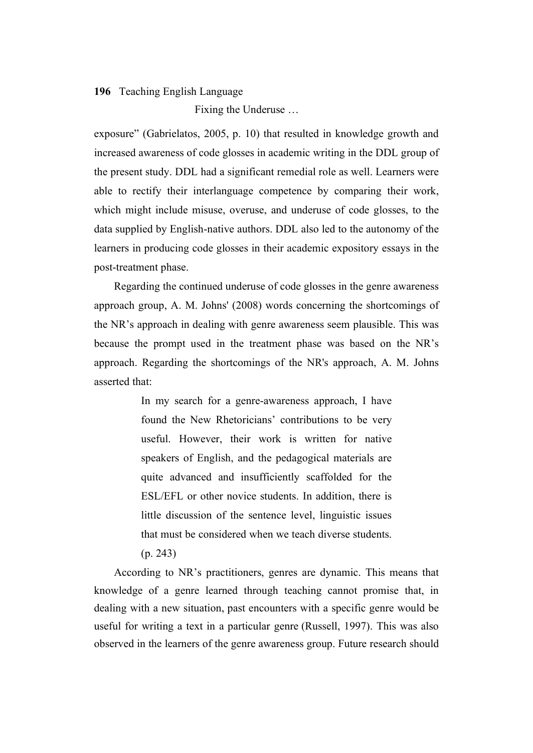exposure” (Gabrielatos, 2005, p. 10) that resulted in knowledge growth and increased awareness of code glosses in academic writing in the DDL group of the present study. DDL had a significant remedial role as well. Learners were able to rectify their interlanguage competence by comparing their work, which might include misuse, overuse, and underuse of code glosses, to the data supplied by English-native authors. DDL also led to the autonomy of the learners in producing code glosses in their academic expository essays in the post-treatment phase.

Regarding the continued underuse of code glosses in the genre awareness approach group, A. M. Johns' (2008) words concerning the shortcomings of the NR’s approach in dealing with genre awareness seem plausible. This was because the prompt used in the treatment phase was based on the NR’s approach. Regarding the shortcomings of the NR's approach, A. M. Johns asserted that:

> In my search for a genre-awareness approach, I have found the New Rhetoricians’ contributions to be very useful. However, their work is written for native speakers of English, and the pedagogical materials are quite advanced and insufficiently scaffolded for the ESL/EFL or other novice students. In addition, there is little discussion of the sentence level, linguistic issues that must be considered when we teach diverse students. (p. 243)

According to NR’s practitioners, genres are dynamic. This means that knowledge of a genre learned through teaching cannot promise that, in dealing with a new situation, past encounters with a specific genre would be useful for writing a text in a particular genre (Russell, 1997). This was also observed in the learners of the genre awareness group. Future research should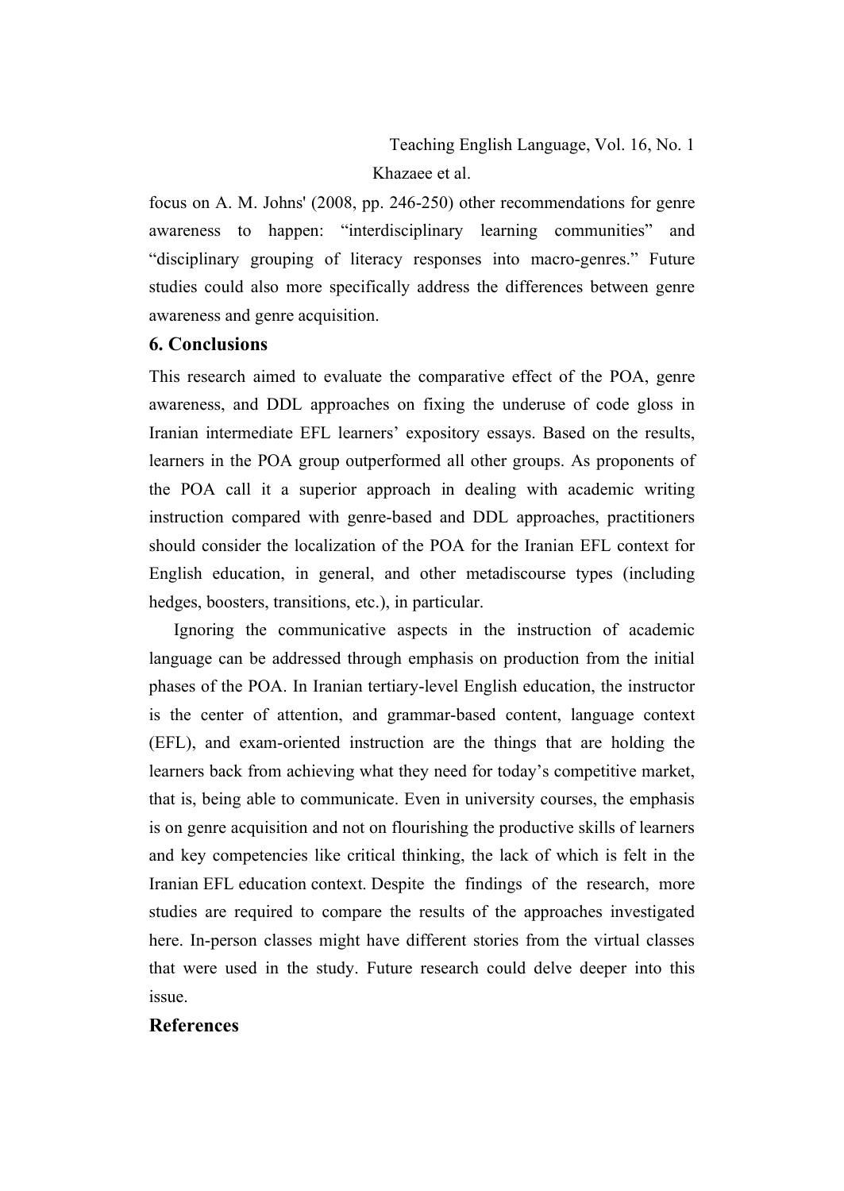focus on A. M. Johns' (2008, pp. 246-250) other recommendations for genre awareness to happen: "interdisciplinary learning communities" and "disciplinary grouping of literacy responses into macro-genres." Future studies could also more specifically address the differences between genre awareness and genre acquisition.

## 6. Conclusions

This research aimed to evaluate the comparative effect of the POA, genre awareness, and DDL approaches on fixing the underuse of code gloss in Iranian intermediate EFL learners' expository essays. Based on the results, learners in the POA group outperformed all other groups. As proponents of the POA call it a superior approach in dealing with academic writing instruction compared with genre-based and DDL approaches, practitioners should consider the localization of the POA for the Iranian EFL context for English education, in general, and other metadiscourse types (including hedges, boosters, transitions, etc.), in particular.

Ignoring the communicative aspects in the instruction of academic language can be addressed through emphasis on production from the initial phases of the POA. In Iranian tertiary-level English education, the instructor is the center of attention, and grammar-based content, language context (EFL), and exam-oriented instruction are the things that are holding the learners back from achieving what they need for today's competitive market, that is, being able to communicate. Even in university courses, the emphasis is on genre acquisition and not on flourishing the productive skills of learners and key competencies like critical thinking, the lack of which is felt in the Iranian EFL education context. Despite the findings of the research, more studies are required to compare the results of the approaches investigated here. In-person classes might have different stories from the virtual classes that were used in the study. Future research could delve deeper into this issue.

## References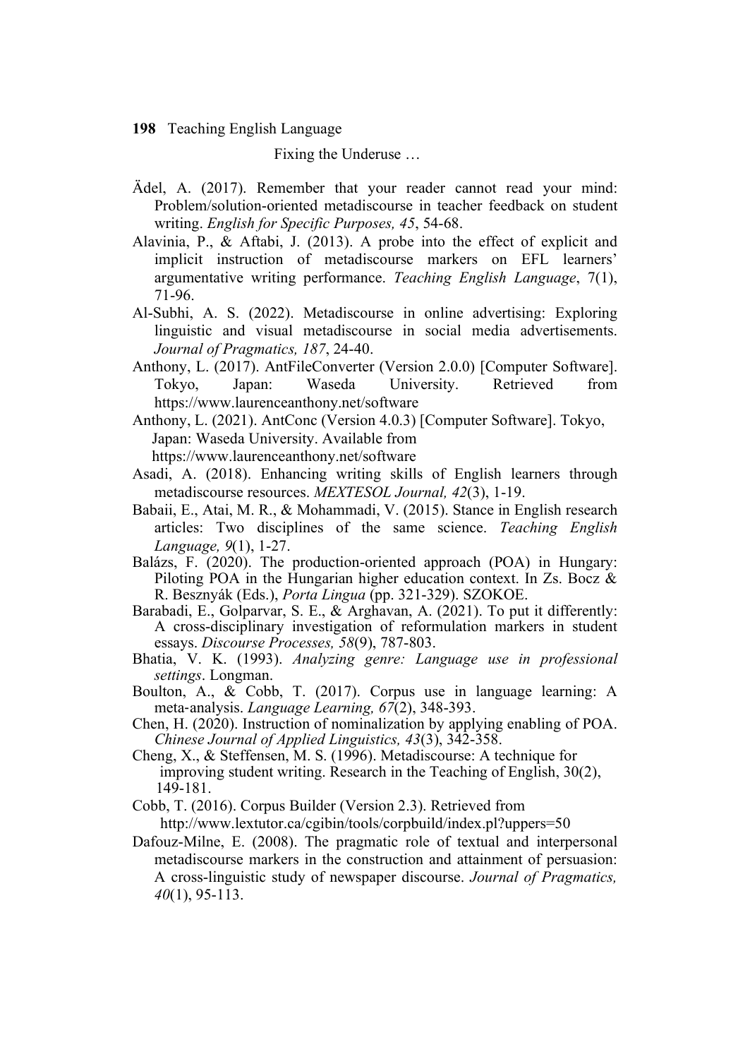Ädel, A. (2017). Remember that your reader cannot read your mind: Problem/solution-oriented metadiscourse in teacher feedback on student writing. *English for Specific Purposes, 45*, 54-68.

Alavinia, P., & Aftabi, J. (2013). A probe into the effect of explicit and implicit instruction of metadiscourse markers on EFL learners' argumentative writing performance. *Teaching English Language*, 7(1), 71-96.

Al-Subhi, A. S. (2022). Metadiscourse in online advertising: Exploring linguistic and visual metadiscourse in social media advertisements. *Journal of Pragmatics, 187*, 24-40.

Anthony, L. (2017). AntFileConverter (Version 2.0.0) [Computer Software]. Tokyo, Japan: Waseda University. Retrieved from https://www.laurenceanthony.net/software

Anthony, L. (2021). AntConc (Version 4.0.3) [Computer Software]. Tokyo, Japan: Waseda University. Available from https://www.laurenceanthony.net/software

Asadi, A. (2018). Enhancing writing skills of English learners through metadiscourse resources. *MEXTESOL Journal, 42*(3), 1-19.

Babaii, E., Atai, M. R., & Mohammadi, V. (2015). Stance in English research articles: Two disciplines of the same science. *Teaching English Language, 9*(1), 1-27.

Balázs, F. (2020). The production-oriented approach (POA) in Hungary: Piloting POA in the Hungarian higher education context. In Zs. Bocz & R. Besznyák (Eds.), *Porta Lingua* (pp. 321-329). SZOKOE.

Barabadi, E., Golparvar, S. E., & Arghavan, A. (2021). To put it differently: A cross-disciplinary investigation of reformulation markers in student essays. *Discourse Processes, 58*(9), 787-803.

Bhatia, V. K. (1993). *Analyzing genre: Language use in professional settings*. Longman.

Boulton, A., & Cobb, T. (2017). Corpus use in language learning: A meta-analysis. *Language Learning, 67*(2), 348-393.

Chen, H. (2020). Instruction of nominalization by applying enabling of POA. *Chinese Journal of Applied Linguistics, 43*(3), 342-358.

Cheng, X., & Steffensen, M. S. (1996). Metadiscourse: A technique for improving student writing. Research in the Teaching of English, 30(2), 149-181.

Cobb, T. (2016). Corpus Builder (Version 2.3). Retrieved from http://www.lextutor.ca/cgibin/tools/corpbuild/index.pl?uppers=50

Dafouz-Milne, E. (2008). The pragmatic role of textual and interpersonal metadiscourse markers in the construction and attainment of persuasion: A cross-linguistic study of newspaper discourse. *Journal of Pragmatics, 40*(1), 95-113.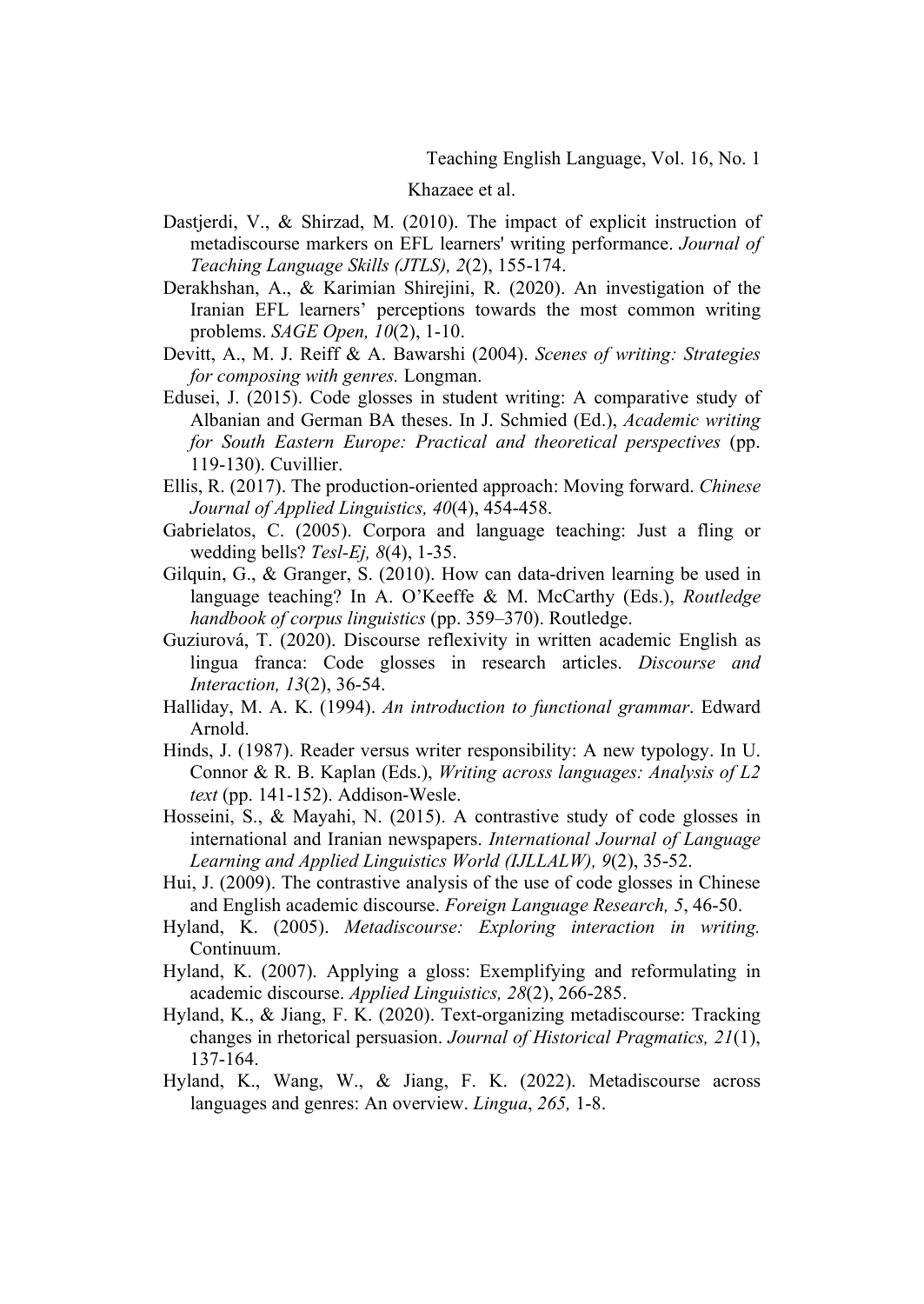Dastjerdi, V., & Shirzad, M. (2010). The impact of explicit instruction of metadiscourse markers on EFL learners' writing performance. *Journal of Teaching Language Skills (JTLS), 2*(2), 155-174.

Derakhshan, A., & Karimian Shirejini, R. (2020). An investigation of the Iranian EFL learners' perceptions towards the most common writing problems. *SAGE Open, 10*(2), 1-10.

Devitt, A., M. J. Reiff & A. Bawarshi (2004). *Scenes of writing: Strategies for composing with genres.* Longman.

Edusei, J. (2015). Code glosses in student writing: A comparative study of Albanian and German BA theses. In J. Schmied (Ed.), *Academic writing for South Eastern Europe: Practical and theoretical perspectives* (pp. 119-130). Cuvillier.

Ellis, R. (2017). The production-oriented approach: Moving forward. *Chinese Journal of Applied Linguistics, 40*(4), 454-458.

Gabrielatos, C. (2005). Corpora and language teaching: Just a fling or wedding bells? *Tesl-Ej, 8*(4), 1-35.

Gilquin, G., & Granger, S. (2010). How can data-driven learning be used in language teaching? In A. O'Keeffe & M. McCarthy (Eds.), *Routledge handbook of corpus linguistics* (pp. 359–370). Routledge.

Guziurová, T. (2020). Discourse reflexivity in written academic English as lingua franca: Code glosses in research articles. *Discourse and Interaction, 13*(2), 36-54.

Halliday, M. A. K. (1994). *An introduction to functional grammar*. Edward Arnold.

Hinds, J. (1987). Reader versus writer responsibility: A new typology. In U. Connor & R. B. Kaplan (Eds.), *Writing across languages: Analysis of L2 text* (pp. 141-152). Addison-Wesle.

Hosseini, S., & Mayahi, N. (2015). A contrastive study of code glosses in international and Iranian newspapers. *International Journal of Language Learning and Applied Linguistics World (IJLLALW), 9*(2), 35-52.

Hui, J. (2009). The contrastive analysis of the use of code glosses in Chinese and English academic discourse. *Foreign Language Research, 5*, 46-50.

Hyland, K. (2005). *Metadiscourse: Exploring interaction in writing.* Continuum.

Hyland, K. (2007). Applying a gloss: Exemplifying and reformulating in academic discourse. *Applied Linguistics, 28*(2), 266-285.

Hyland, K., & Jiang, F. K. (2020). Text-organizing metadiscourse: Tracking changes in rhetorical persuasion. *Journal of Historical Pragmatics, 21*(1), 137-164.

Hyland, K., Wang, W., & Jiang, F. K. (2022). Metadiscourse across languages and genres: An overview. *Lingua*, *265,* 1-8.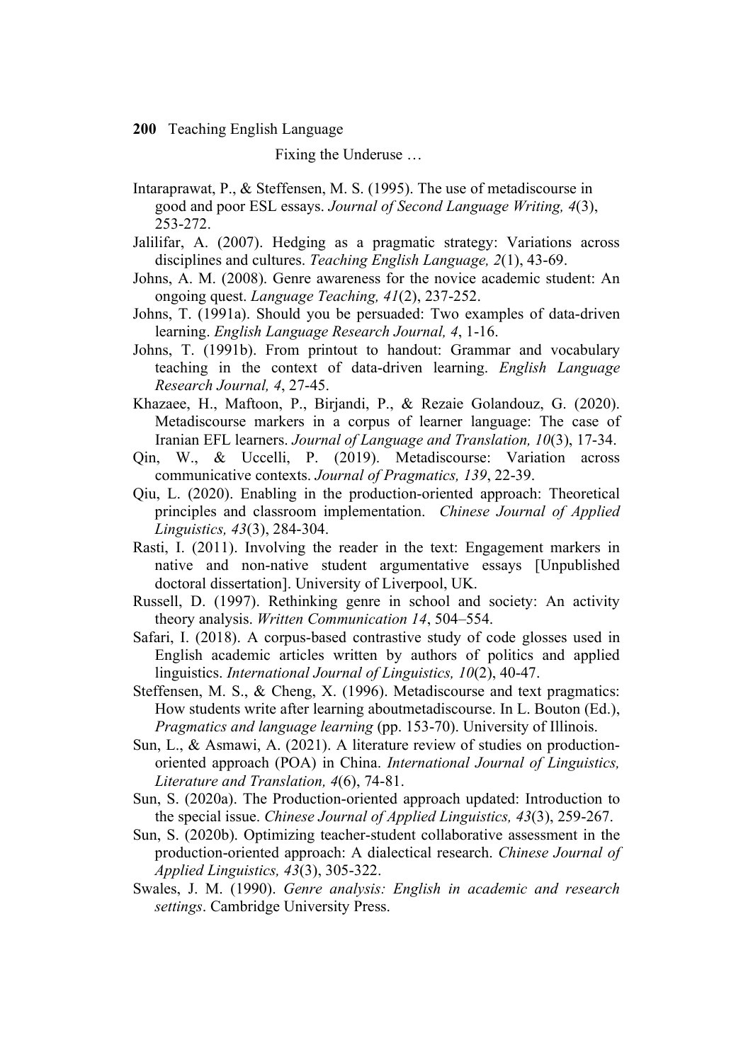Intaraprawat, P., & Steffensen, M. S. (1995). The use of metadiscourse in good and poor ESL essays. *Journal of Second Language Writing, 4*(3), 253-272.

Jalilifar, A. (2007). Hedging as a pragmatic strategy: Variations across disciplines and cultures. *Teaching English Language, 2*(1), 43-69.

Johns, A. M. (2008). Genre awareness for the novice academic student: An ongoing quest. *Language Teaching, 41*(2), 237-252.

Johns, T. (1991a). Should you be persuaded: Two examples of data-driven learning. *English Language Research Journal, 4*, 1-16.

Johns, T. (1991b). From printout to handout: Grammar and vocabulary teaching in the context of data-driven learning. *English Language Research Journal, 4*, 27-45.

Khazaee, H., Maftoon, P., Birjandi, P., & Rezaie Golandouz, G. (2020). Metadiscourse markers in a corpus of learner language: The case of Iranian EFL learners. *Journal of Language and Translation, 10*(3), 17-34.

Qin, W., & Uccelli, P. (2019). Metadiscourse: Variation across communicative contexts. *Journal of Pragmatics, 139*, 22-39.

Qiu, L. (2020). Enabling in the production-oriented approach: Theoretical principles and classroom implementation. *Chinese Journal of Applied Linguistics, 43*(3), 284-304.

Rasti, I. (2011). Involving the reader in the text: Engagement markers in native and non-native student argumentative essays [Unpublished doctoral dissertation]. University of Liverpool, UK.

Russell, D. (1997). Rethinking genre in school and society: An activity theory analysis. *Written Communication 14*, 504–554.

Safari, I. (2018). A corpus-based contrastive study of code glosses used in English academic articles written by authors of politics and applied linguistics. *International Journal of Linguistics, 10*(2), 40-47.

Steffensen, M. S., & Cheng, X. (1996). Metadiscourse and text pragmatics: How students write after learning aboutmetadiscourse. In L. Bouton (Ed.), *Pragmatics and language learning* (pp. 153-70). University of Illinois.

Sun, L., & Asmawi, A. (2021). A literature review of studies on production-oriented approach (POA) in China. *International Journal of Linguistics, Literature and Translation, 4*(6), 74-81.

Sun, S. (2020a). The Production-oriented approach updated: Introduction to the special issue. *Chinese Journal of Applied Linguistics, 43*(3), 259-267.

Sun, S. (2020b). Optimizing teacher-student collaborative assessment in the production-oriented approach: A dialectical research. *Chinese Journal of Applied Linguistics, 43*(3), 305-322.

Swales, J. M. (1990). *Genre analysis: English in academic and research settings*. Cambridge University Press.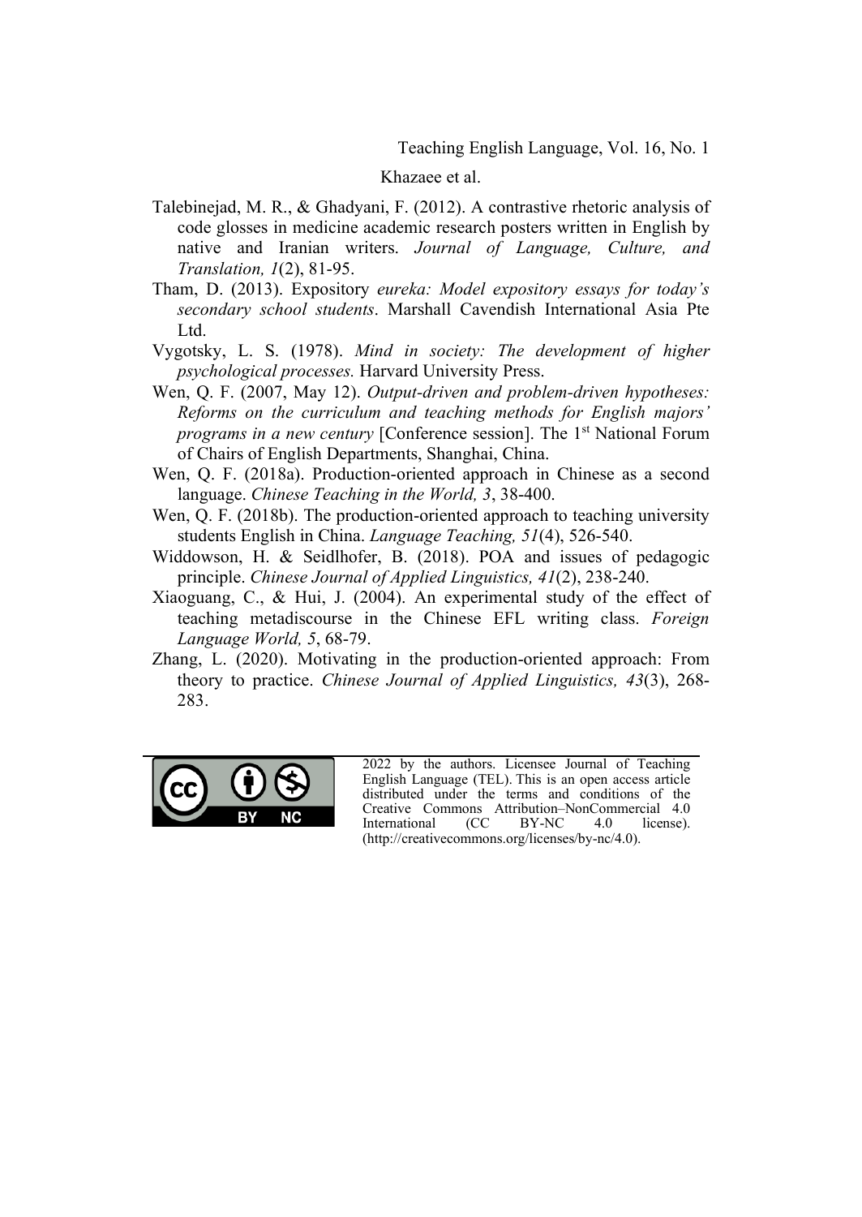Talebinejad, M. R., & Ghadyani, F. (2012). A contrastive rhetoric analysis of code glosses in medicine academic research posters written in English by native and Iranian writers. *Journal of Language, Culture, and Translation, 1*(2), 81-95.

Tham, D. (2013). Expository *eureka: Model expository essays for today's secondary school students*. Marshall Cavendish International Asia Pte Ltd.

Vygotsky, L. S. (1978). *Mind in society: The development of higher psychological processes.* Harvard University Press.

Wen, Q. F. (2007, May 12). *Output-driven and problem-driven hypotheses: Reforms on the curriculum and teaching methods for English majors' programs in a new century* [Conference session]. The 1st National Forum of Chairs of English Departments, Shanghai, China.

Wen, Q. F. (2018a). Production-oriented approach in Chinese as a second language. *Chinese Teaching in the World, 3*, 38-400.

Wen, Q. F. (2018b). The production-oriented approach to teaching university students English in China. *Language Teaching, 51*(4), 526-540.

Widdowson, H. & Seidlhofer, B. (2018). POA and issues of pedagogic principle. *Chinese Journal of Applied Linguistics, 41*(2), 238-240.

Xiaoguang, C., & Hui, J. (2004). An experimental study of the effect of teaching metadiscourse in the Chinese EFL writing class. *Foreign Language World, 5*, 68-79.

Zhang, L. (2020). Motivating in the production-oriented approach: From theory to practice. *Chinese Journal of Applied Linguistics, 43*(3), 268-283.

2022 by the authors. Licensee Journal of Teaching English Language (TEL). This is an open access article distributed under the terms and conditions of the Creative Commons Attribution–NonCommercial 4.0 International (CC BY-NC 4.0 license). (http://creativecommons.org/licenses/by-nc/4.0).